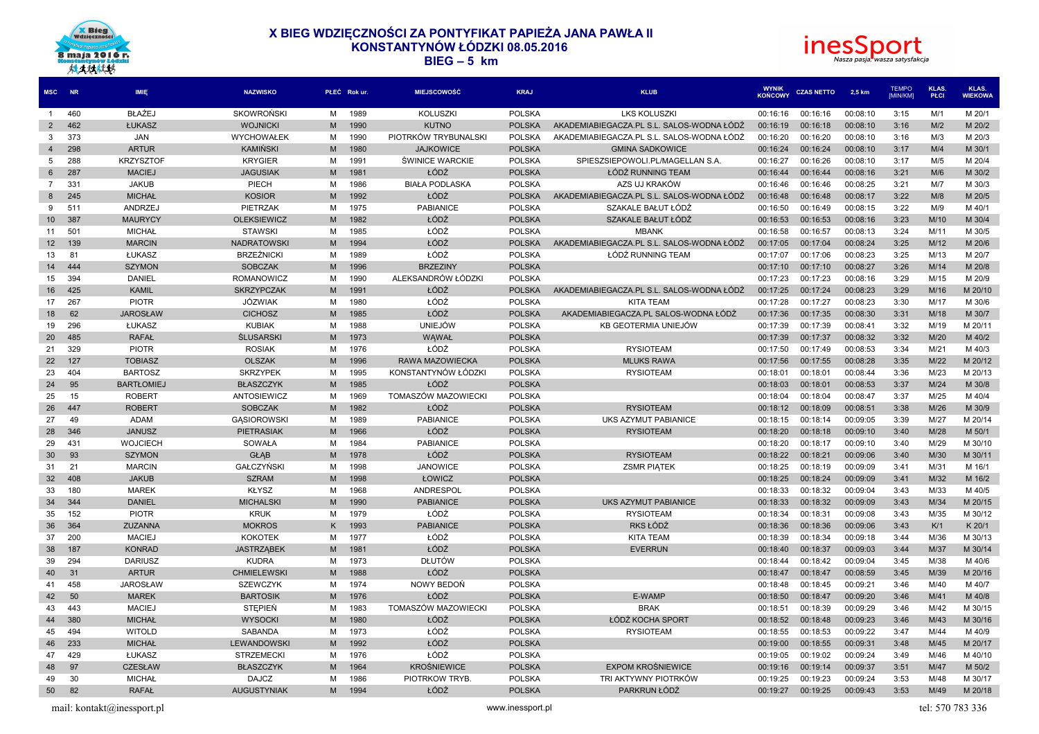# X BIEG WDZIĘCZNOŚCI ZA PONTYFIKAT PAPIEŻA JANA PAWŁA II
## KONSTANTYNÓW ŁÓDZKI 08.05.2016
## BIEG – 5 km

| MSC | NR | IMIĘ | NAZWISKO | PŁEĆ | Rok ur. | MIEJSCOWOŚĆ | KRAJ | KLUB | WYNIK KOŃCOWY | CZAS NETTO | 2,5 km | TEMPO [MIN/KM] | KLAS. PŁCI | KLAS. WIEKOWA |
|---|---|---|---|---|---|---|---|---|---|---|---|---|---|---|
| 1 | 460 | BŁAŻEJ | SKOWROŃSKI | M | 1989 | KOLUSZKI | POLSKA | LKS KOLUSZKI | 00:16:16 | 00:16:16 | 00:08:10 | 3:15 | M/1 | M 20/1 |
| 2 | 462 | ŁUKASZ | WOJNICKI | M | 1990 | KUTNO | POLSKA | AKADEMIABIEGACZA.PL S.L. SALOS-WODNA ŁÓDŹ | 00:16:19 | 00:16:18 | 00:08:10 | 3:16 | M/2 | M 20/2 |
| 3 | 373 | JAN | WYCHOWAŁEK | M | 1990 | PIOTRKÓW TRYBUNALSKI | POLSKA | AKADEMIABIEGACZA.PL S.L. SALOS-WODNA ŁÓDŹ | 00:16:20 | 00:16:20 | 00:08:10 | 3:16 | M/3 | M 20/3 |
| 4 | 298 | ARTUR | KAMIŃSKI | M | 1980 | JAJKOWICE | POLSKA | GMINA SADKOWICE | 00:16:24 | 00:16:24 | 00:08:10 | 3:17 | M/4 | M 30/1 |
| 5 | 288 | KRZYSZTOF | KRYGIER | M | 1991 | ŚWINICE WARCKIE | POLSKA | SPIESZSIEPOWOLI.PL/MAGELLAN S.A. | 00:16:27 | 00:16:26 | 00:08:10 | 3:17 | M/5 | M 20/4 |
| 6 | 287 | MACIEJ | JAGUSIAK | M | 1981 | ŁÓDŹ | POLSKA | ŁÓDŹ RUNNING TEAM | 00:16:44 | 00:16:44 | 00:08:16 | 3:21 | M/6 | M 30/2 |
| 7 | 331 | JAKUB | PIECH | M | 1986 | BIAŁA PODLASKA | POLSKA | AZS UJ KRAKÓW | 00:16:46 | 00:16:46 | 00:08:25 | 3:21 | M/7 | M 30/3 |
| 8 | 245 | MICHAŁ | KOSIOR | M | 1992 | ŁÓDŹ | POLSKA | AKADEMIABIEGACZA.PL S.L. SALOS-WODNA ŁÓDŹ | 00:16:48 | 00:16:48 | 00:08:17 | 3:22 | M/8 | M 20/5 |
| 9 | 511 | ANDRZEJ | PIETRZAK | M | 1975 | PABIANICE | POLSKA | SZAKALE BAŁUT ŁÓDŹ | 00:16:50 | 00:16:49 | 00:08:15 | 3:22 | M/9 | M 40/1 |
| 10 | 387 | MAURYCY | OLEKSIEWICZ | M | 1982 | ŁÓDŹ | POLSKA | SZAKALE BAŁUT ŁÓDŹ | 00:16:53 | 00:16:53 | 00:08:16 | 3:23 | M/10 | M 30/4 |
| 11 | 501 | MICHAŁ | STAWSKI | M | 1985 | ŁÓDŹ | POLSKA | MBANK | 00:16:58 | 00:16:57 | 00:08:13 | 3:24 | M/11 | M 30/5 |
| 12 | 139 | MARCIN | NADRATOWSKI | M | 1994 | ŁÓDŹ | POLSKA | AKADEMIABIEGACZA.PL S.L. SALOS-WODNA ŁÓDŹ | 00:17:05 | 00:17:04 | 00:08:24 | 3:25 | M/12 | M 20/6 |
| 13 | 81 | ŁUKASZ | BRZEŻNICKI | M | 1989 | ŁÓDŹ | POLSKA | ŁÓDŹ RUNNING TEAM | 00:17:07 | 00:17:06 | 00:08:23 | 3:25 | M/13 | M 20/7 |
| 14 | 444 | SZYMON | SOBCZAK | M | 1996 | BRZEZINY | POLSKA | | 00:17:10 | 00:17:10 | 00:08:27 | 3:26 | M/14 | M 20/8 |
| 15 | 394 | DANIEL | ROMANOWICZ | M | 1990 | ALEKSANDRÓW ŁÓDZKI | POLSKA | | 00:17:23 | 00:17:23 | 00:08:16 | 3:29 | M/15 | M 20/9 |
| 16 | 425 | KAMIL | SKRZYPCZAK | M | 1991 | ŁÓDŹ | POLSKA | AKADEMIABIEGACZA.PL S.L. SALOS-WODNA ŁÓDŹ | 00:17:25 | 00:17:24 | 00:08:23 | 3:29 | M/16 | M 20/10 |
| 17 | 267 | PIOTR | JÓZWIAK | M | 1980 | ŁÓDŹ | POLSKA | KITA TEAM | 00:17:28 | 00:17:27 | 00:08:23 | 3:30 | M/17 | M 30/6 |
| 18 | 62 | JAROSŁAW | CICHOSZ | M | 1985 | ŁÓDŹ | POLSKA | AKADEMIABIEGACZA.PL SALOS-WODNA ŁÓDŹ | 00:17:36 | 00:17:35 | 00:08:30 | 3:31 | M/18 | M 30/7 |
| 19 | 296 | ŁUKASZ | KUBIAK | M | 1988 | UNIEJÓW | POLSKA | KB GEOTERMIA UNIEJÓW | 00:17:39 | 00:17:39 | 00:08:41 | 3:32 | M/19 | M 20/11 |
| 20 | 485 | RAFAŁ | ŚLUSARSKI | M | 1973 | WĄWAŁ | POLSKA | | 00:17:39 | 00:17:37 | 00:08:32 | 3:32 | M/20 | M 40/2 |
| 21 | 329 | PIOTR | ROSIAK | M | 1976 | ŁÓDŹ | POLSKA | RYSIOTEAM | 00:17:50 | 00:17:49 | 00:08:53 | 3:34 | M/21 | M 40/3 |
| 22 | 127 | TOBIASZ | OLSZAK | M | 1996 | RAWA MAZOWIECKA | POLSKA | MLUKS RAWA | 00:17:56 | 00:17:55 | 00:08:28 | 3:35 | M/22 | M 20/12 |
| 23 | 404 | BARTOSZ | SKRZYPEK | M | 1995 | KONSTANTYNÓW ŁÓDZKI | POLSKA | RYSIOTEAM | 00:18:01 | 00:18:01 | 00:08:44 | 3:36 | M/23 | M 20/13 |
| 24 | 95 | BARTŁOMIEJ | BŁASZCZYK | M | 1985 | ŁÓDŹ | POLSKA | | 00:18:03 | 00:18:01 | 00:08:53 | 3:37 | M/24 | M 30/8 |
| 25 | 15 | ROBERT | ANTOSIEWICZ | M | 1969 | TOMASZÓW MAZOWIECKI | POLSKA | | 00:18:04 | 00:18:04 | 00:08:47 | 3:37 | M/25 | M 40/4 |
| 26 | 447 | ROBERT | SOBCZAK | M | 1982 | ŁÓDŹ | POLSKA | RYSIOTEAM | 00:18:12 | 00:18:09 | 00:08:51 | 3:38 | M/26 | M 30/9 |
| 27 | 49 | ADAM | GĄSIOROWSKI | M | 1989 | PABIANICE | POLSKA | UKS AZYMUT PABIANICE | 00:18:15 | 00:18:14 | 00:09:05 | 3:39 | M/27 | M 20/14 |
| 28 | 346 | JANUSZ | PIETRASIAK | M | 1966 | ŁÓDŹ | POLSKA | RYSIOTEAM | 00:18:20 | 00:18:18 | 00:09:10 | 3:40 | M/28 | M 50/1 |
| 29 | 431 | WOJCIECH | SOWAŁA | M | 1984 | PABIANICE | POLSKA | | 00:18:20 | 00:18:17 | 00:09:10 | 3:40 | M/29 | M 30/10 |
| 30 | 93 | SZYMON | GŁĄB | M | 1978 | ŁÓDŹ | POLSKA | RYSIOTEAM | 00:18:22 | 00:18:21 | 00:09:06 | 3:40 | M/30 | M 30/11 |
| 31 | 21 | MARCIN | GAŁCZYŃSKI | M | 1998 | JANOWICE | POLSKA | ZSMR PIĄTEK | 00:18:25 | 00:18:19 | 00:09:09 | 3:41 | M/31 | M 16/1 |
| 32 | 408 | JAKUB | SZRAM | M | 1998 | ŁOWICZ | POLSKA | | 00:18:25 | 00:18:24 | 00:09:09 | 3:41 | M/32 | M 16/2 |
| 33 | 180 | MAREK | KŁYSZ | M | 1968 | ANDRESPOL | POLSKA | | 00:18:33 | 00:18:32 | 00:09:04 | 3:43 | M/33 | M 40/5 |
| 34 | 344 | DANIEL | MICHALSKI | M | 1990 | PABIANICE | POLSKA | UKS AZYMUT PABIANICE | 00:18:33 | 00:18:32 | 00:09:09 | 3:43 | M/34 | M 20/15 |
| 35 | 152 | PIOTR | KRUK | M | 1979 | ŁÓDŹ | POLSKA | RYSIOTEAM | 00:18:34 | 00:18:31 | 00:09:08 | 3:43 | M/35 | M 30/12 |
| 36 | 364 | ZUZANNA | MOKROS | K | 1993 | PABIANICE | POLSKA | RKS ŁÓDŹ | 00:18:36 | 00:18:36 | 00:09:06 | 3:43 | K/1 | K 20/1 |
| 37 | 200 | MACIEJ | KOKOTEK | M | 1977 | ŁÓDŹ | POLSKA | KITA TEAM | 00:18:39 | 00:18:34 | 00:09:18 | 3:44 | M/36 | M 30/13 |
| 38 | 187 | KONRAD | JASTRZĄBEK | M | 1981 | ŁÓDŹ | POLSKA | EVERRUN | 00:18:40 | 00:18:37 | 00:09:03 | 3:44 | M/37 | M 30/14 |
| 39 | 294 | DARIUSZ | KUDRA | M | 1973 | DŁUTÓW | POLSKA | | 00:18:44 | 00:18:42 | 00:09:04 | 3:45 | M/38 | M 40/6 |
| 40 | 31 | ARTUR | CHMIELEWSKI | M | 1988 | ŁÓDŹ | POLSKA | | 00:18:47 | 00:18:47 | 00:08:59 | 3:45 | M/39 | M 20/16 |
| 41 | 458 | JAROSŁAW | SZEWCZYK | M | 1974 | NOWY BEDOŃ | POLSKA | | 00:18:48 | 00:18:45 | 00:09:21 | 3:46 | M/40 | M 40/7 |
| 42 | 50 | MAREK | BARTOSIK | M | 1976 | ŁÓDŹ | POLSKA | E-WAMP | 00:18:50 | 00:18:47 | 00:09:20 | 3:46 | M/41 | M 40/8 |
| 43 | 443 | MACIEJ | STĘPIEŃ | M | 1983 | TOMASZÓW MAZOWIECKI | POLSKA | BRAK | 00:18:51 | 00:18:39 | 00:09:29 | 3:46 | M/42 | M 30/15 |
| 44 | 380 | MICHAŁ | WYSOCKI | M | 1980 | ŁÓDŹ | POLSKA | ŁÓDŹ KOCHA SPORT | 00:18:52 | 00:18:48 | 00:09:23 | 3:46 | M/43 | M 30/16 |
| 45 | 494 | WITOLD | SABANDA | M | 1973 | ŁÓDŹ | POLSKA | RYSIOTEAM | 00:18:55 | 00:18:53 | 00:09:22 | 3:47 | M/44 | M 40/9 |
| 46 | 233 | MICHAŁ | LEWANDOWSKI | M | 1992 | ŁÓDŹ | POLSKA | | 00:19:00 | 00:18:55 | 00:09:31 | 3:48 | M/45 | M 20/17 |
| 47 | 429 | ŁUKASZ | STRZEMECKI | M | 1976 | ŁÓDŹ | POLSKA | | 00:19:05 | 00:19:02 | 00:09:24 | 3:49 | M/46 | M 40/10 |
| 48 | 97 | CZESŁAW | BŁASZCZYK | M | 1964 | KROŚNIEWICE | POLSKA | EXPOM KROŚNIEWICE | 00:19:16 | 00:19:14 | 00:09:37 | 3:51 | M/47 | M 50/2 |
| 49 | 30 | MICHAŁ | DAJCZ | M | 1986 | PIOTRKOW TRYB. | POLSKA | TRI AKTYWNY PIOTRKÓW | 00:19:25 | 00:19:23 | 00:09:24 | 3:53 | M/48 | M 30/17 |
| 50 | 82 | RAFAŁ | AUGUSTYNIAK | M | 1994 | ŁÓDŹ | POLSKA | PARKRUN ŁÓDŹ | 00:19:27 | 00:19:25 | 00:09:43 | 3:53 | M/49 | M 20/18 |

mail: kontakt@inessport.pl www.inessport.pl tel: 570 783 336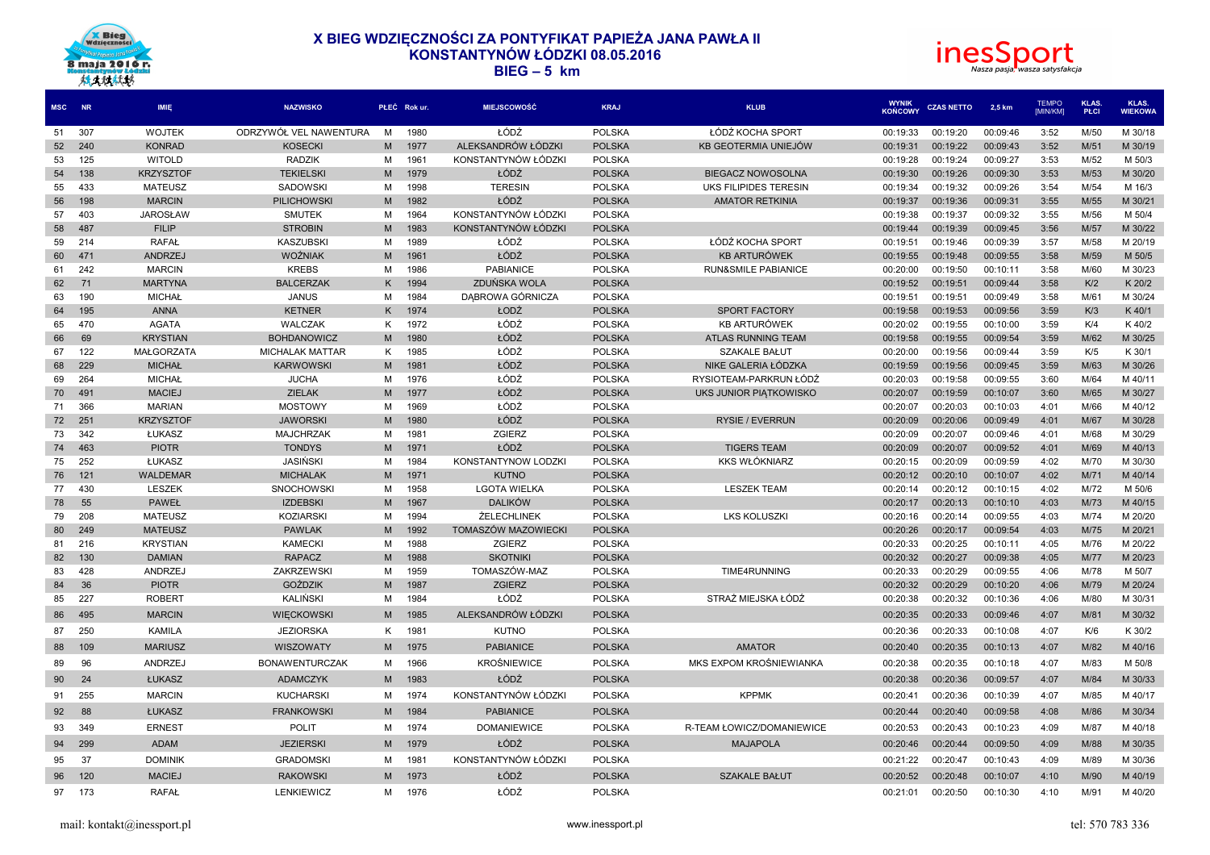# X BIEG WDZIĘCZNOŚCI ZA PONTYFIKAT PAPIEŻA JANA PAWŁA II
## KONSTANTYNÓW ŁÓDZKI 08.05.2016
## BIEG – 5 km

| MSC | NR | IMIĘ | NAZWISKO | PŁEĆ | Rok ur. | MIEJSCOWOŚĆ | KRAJ | KLUB | WYNIK KOŃCOWY | CZAS NETTO | 2,5 km | TEMPO [MIN/KM] | KLAS. PŁCI | KLAS. WIEKOWA |
|---|---|---|---|---|---|---|---|---|---|---|---|---|---|---|
| 51 | 307 | WOJTEK | ODRZYWÓŁ VEL NAWENTURA | M | 1980 | ŁÓDŹ | POLSKA | ŁÓDŹ KOCHA SPORT | 00:19:33 | 00:19:20 | 00:09:46 | 3:52 | M/50 | M 30/18 |
| 52 | 240 | KONRAD | KOSECKI | M | 1977 | ALEKSANDRÓW ŁÓDZKI | POLSKA | KB GEOTERMIA UNIEJÓW | 00:19:31 | 00:19:22 | 00:09:43 | 3:52 | M/51 | M 30/19 |
| 53 | 125 | WITOLD | RADZIK | M | 1961 | KONSTANTYNÓW ŁÓDZKI | POLSKA | | 00:19:28 | 00:19:24 | 00:09:27 | 3:53 | M/52 | M 50/3 |
| 54 | 138 | KRZYSZTOF | TEKIELSKI | M | 1979 | ŁÓDŹ | POLSKA | BIEGACZ NOWOSOLNA | 00:19:30 | 00:19:26 | 00:09:30 | 3:53 | M/53 | M 30/20 |
| 55 | 433 | MATEUSZ | SADOWSKI | M | 1998 | TERESIN | POLSKA | UKS FILIPIDES TERESIN | 00:19:34 | 00:19:32 | 00:09:26 | 3:54 | M/54 | M 16/3 |
| 56 | 198 | MARCIN | PILICHOWSKI | M | 1982 | ŁÓDŹ | POLSKA | AMATOR RETKINIA | 00:19:37 | 00:19:36 | 00:09:31 | 3:55 | M/55 | M 30/21 |
| 57 | 403 | JAROSŁAW | SMUTEK | M | 1964 | KONSTANTYNÓW ŁÓDZKI | POLSKA | | 00:19:38 | 00:19:37 | 00:09:32 | 3:55 | M/56 | M 50/4 |
| 58 | 487 | FILIP | STROBIN | M | 1983 | KONSTANTYNÓW ŁÓDZKI | POLSKA | | 00:19:44 | 00:19:39 | 00:09:45 | 3:56 | M/57 | M 30/22 |
| 59 | 214 | RAFAŁ | KASZUBSKI | M | 1989 | ŁÓDŹ | POLSKA | ŁÓDŹ KOCHA SPORT | 00:19:51 | 00:19:46 | 00:09:39 | 3:57 | M/58 | M 20/19 |
| 60 | 471 | ANDRZEJ | WOŹNIAK | M | 1961 | ŁÓDŹ | POLSKA | KB ARTURÓWEK | 00:19:55 | 00:19:48 | 00:09:55 | 3:58 | M/59 | M 50/5 |
| 61 | 242 | MARCIN | KREBS | M | 1986 | PABIANICE | POLSKA | RUN&SMILE PABIANICE | 00:20:00 | 00:19:50 | 00:10:11 | 3:58 | M/60 | M 30/23 |
| 62 | 71 | MARTYNA | BALCERZAK | K | 1994 | ZDUŃSKA WOLA | POLSKA | | 00:19:52 | 00:19:51 | 00:09:44 | 3:58 | K/2 | K 20/2 |
| 63 | 190 | MICHAŁ | JANUS | M | 1984 | DĄBROWA GÓRNICZA | POLSKA | | 00:19:51 | 00:19:51 | 00:09:49 | 3:58 | M/61 | M 30/24 |
| 64 | 195 | ANNA | KETNER | K | 1974 | ŁODŹ | POLSKA | SPORT FACTORY | 00:19:58 | 00:19:53 | 00:09:56 | 3:59 | K/3 | K 40/1 |
| 65 | 470 | AGATA | WALCZAK | K | 1972 | ŁÓDŹ | POLSKA | KB ARTURÓWEK | 00:20:02 | 00:19:55 | 00:10:00 | 3:59 | K/4 | K 40/2 |
| 66 | 69 | KRYSTIAN | BOHDANOWICZ | M | 1980 | ŁÓDŹ | POLSKA | ATLAS RUNNING TEAM | 00:19:58 | 00:19:55 | 00:09:54 | 3:59 | M/62 | M 30/25 |
| 67 | 122 | MAŁGORZATA | MICHALAK MATTAR | K | 1985 | ŁÓDŹ | POLSKA | SZAKALE BAŁUT | 00:20:00 | 00:19:56 | 00:09:44 | 3:59 | K/5 | K 30/1 |
| 68 | 229 | MICHAŁ | KARWOWSKI | M | 1981 | ŁÓDŹ | POLSKA | NIKE GALERIA ŁÓDZKA | 00:19:59 | 00:19:56 | 00:09:45 | 3:59 | M/63 | M 30/26 |
| 69 | 264 | MICHAŁ | JUCHA | M | 1976 | ŁÓDŹ | POLSKA | RYSIOTEAM-PARKRUN ŁÓDŹ | 00:20:03 | 00:19:58 | 00:09:55 | 3:60 | M/64 | M 40/11 |
| 70 | 491 | MACIEJ | ZIELAK | M | 1977 | ŁÓDŹ | POLSKA | UKS JUNIOR PIĄTKOWISKO | 00:20:07 | 00:19:59 | 00:10:07 | 3:60 | M/65 | M 30/27 |
| 71 | 366 | MARIAN | MOSTOWY | M | 1969 | ŁÓDŹ | POLSKA | | 00:20:07 | 00:20:03 | 00:10:03 | 4:01 | M/66 | M 40/12 |
| 72 | 251 | KRZYSZTOF | JAWORSKI | M | 1980 | ŁÓDŹ | POLSKA | RYSIE / EVERRUN | 00:20:09 | 00:20:06 | 00:09:49 | 4:01 | M/67 | M 30/28 |
| 73 | 342 | ŁUKASZ | MAJCHRZAK | M | 1981 | ZGIERZ | POLSKA | | 00:20:09 | 00:20:07 | 00:09:46 | 4:01 | M/68 | M 30/29 |
| 74 | 463 | PIOTR | TONDYS | M | 1971 | ŁÓDŹ | POLSKA | TIGERS TEAM | 00:20:09 | 00:20:07 | 00:09:52 | 4:01 | M/69 | M 40/13 |
| 75 | 252 | ŁUKASZ | JASIŃSKI | M | 1984 | KONSTANTYNOW LODZKI | POLSKA | KKS WŁÓKNIARZ | 00:20:15 | 00:20:09 | 00:09:59 | 4:02 | M/70 | M 30/30 |
| 76 | 121 | WALDEMAR | MICHALAK | M | 1971 | KUTNO | POLSKA | | 00:20:12 | 00:20:10 | 00:10:07 | 4:02 | M/71 | M 40/14 |
| 77 | 430 | LESZEK | SNOCHOWSKI | M | 1958 | LGOTA WIELKA | POLSKA | LESZEK TEAM | 00:20:14 | 00:20:12 | 00:10:15 | 4:02 | M/72 | M 50/6 |
| 78 | 55 | PAWEŁ | IZDEBSKI | M | 1967 | DALIKÓW | POLSKA | | 00:20:17 | 00:20:13 | 00:10:10 | 4:03 | M/73 | M 40/15 |
| 79 | 208 | MATEUSZ | KOZIARSKI | M | 1994 | ŻELECHLINEK | POLSKA | LKS KOLUSZKI | 00:20:16 | 00:20:14 | 00:09:55 | 4:03 | M/74 | M 20/20 |
| 80 | 249 | MATEUSZ | PAWLAK | M | 1992 | TOMASZÓW MAZOWIECKI | POLSKA | | 00:20:26 | 00:20:17 | 00:09:54 | 4:03 | M/75 | M 20/21 |
| 81 | 216 | KRYSTIAN | KAMECKI | M | 1988 | ZGIERZ | POLSKA | | 00:20:33 | 00:20:25 | 00:10:11 | 4:05 | M/76 | M 20/22 |
| 82 | 130 | DAMIAN | RAPACZ | M | 1988 | SKOTNIKI | POLSKA | | 00:20:32 | 00:20:27 | 00:09:38 | 4:05 | M/77 | M 20/23 |
| 83 | 428 | ANDRZEJ | ZAKRZEWSKI | M | 1959 | TOMASZÓW-MAZ | POLSKA | TIME4RUNNING | 00:20:33 | 00:20:29 | 00:09:55 | 4:06 | M/78 | M 50/7 |
| 84 | 36 | PIOTR | GOŹDZIK | M | 1987 | ZGIERZ | POLSKA | | 00:20:32 | 00:20:29 | 00:10:20 | 4:06 | M/79 | M 20/24 |
| 85 | 227 | ROBERT | KALIŃSKI | M | 1984 | ŁÓDŹ | POLSKA | STRAŻ MIEJSKA ŁÓDŹ | 00:20:38 | 00:20:32 | 00:10:36 | 4:06 | M/80 | M 30/31 |
| 86 | 495 | MARCIN | WIĘCKOWSKI | M | 1985 | ALEKSANDRÓW ŁÓDZKI | POLSKA | | 00:20:35 | 00:20:33 | 00:09:46 | 4:07 | M/81 | M 30/32 |
| 87 | 250 | KAMILA | JEZIORSKA | K | 1981 | KUTNO | POLSKA | | 00:20:36 | 00:20:33 | 00:10:08 | 4:07 | K/6 | K 30/2 |
| 88 | 109 | MARIUSZ | WISZOWATY | M | 1975 | PABIANICE | POLSKA | AMATOR | 00:20:40 | 00:20:35 | 00:10:13 | 4:07 | M/82 | M 40/16 |
| 89 | 96 | ANDRZEJ | BONAWENTURCZAK | M | 1966 | KROŚNIEWICE | POLSKA | MKS EXPOM KROŚNIEWIANKA | 00:20:38 | 00:20:35 | 00:10:18 | 4:07 | M/83 | M 50/8 |
| 90 | 24 | ŁUKASZ | ADAMCZYK | M | 1983 | ŁÓDŹ | POLSKA | | 00:20:38 | 00:20:36 | 00:09:57 | 4:07 | M/84 | M 30/33 |
| 91 | 255 | MARCIN | KUCHARSKI | M | 1974 | KONSTANTYNÓW ŁÓDZKI | POLSKA | KPPMK | 00:20:41 | 00:20:36 | 00:10:39 | 4:07 | M/85 | M 40/17 |
| 92 | 88 | ŁUKASZ | FRANKOWSKI | M | 1984 | PABIANICE | POLSKA | | 00:20:44 | 00:20:40 | 00:09:58 | 4:08 | M/86 | M 30/34 |
| 93 | 349 | ERNEST | POLIT | M | 1974 | DOMANIEWICE | POLSKA | R-TEAM ŁOWICZ/DOMANIEWICE | 00:20:53 | 00:20:43 | 00:10:23 | 4:09 | M/87 | M 40/18 |
| 94 | 299 | ADAM | JEZIERSKI | M | 1979 | ŁÓDŹ | POLSKA | MAJAPOLA | 00:20:46 | 00:20:44 | 00:09:50 | 4:09 | M/88 | M 30/35 |
| 95 | 37 | DOMINIK | GRADOMSKI | M | 1981 | KONSTANTYNÓW ŁÓDZKI | POLSKA | | 00:21:22 | 00:20:47 | 00:10:43 | 4:09 | M/89 | M 30/36 |
| 96 | 120 | MACIEJ | RAKOWSKI | M | 1973 | ŁÓDŹ | POLSKA | SZAKALE BAŁUT | 00:20:52 | 00:20:48 | 00:10:07 | 4:10 | M/90 | M 40/19 |
| 97 | 173 | RAFAŁ | LENKIEWICZ | M | 1976 | ŁÓDŹ | POLSKA | | 00:21:01 | 00:20:50 | 00:10:30 | 4:10 | M/91 | M 40/20 |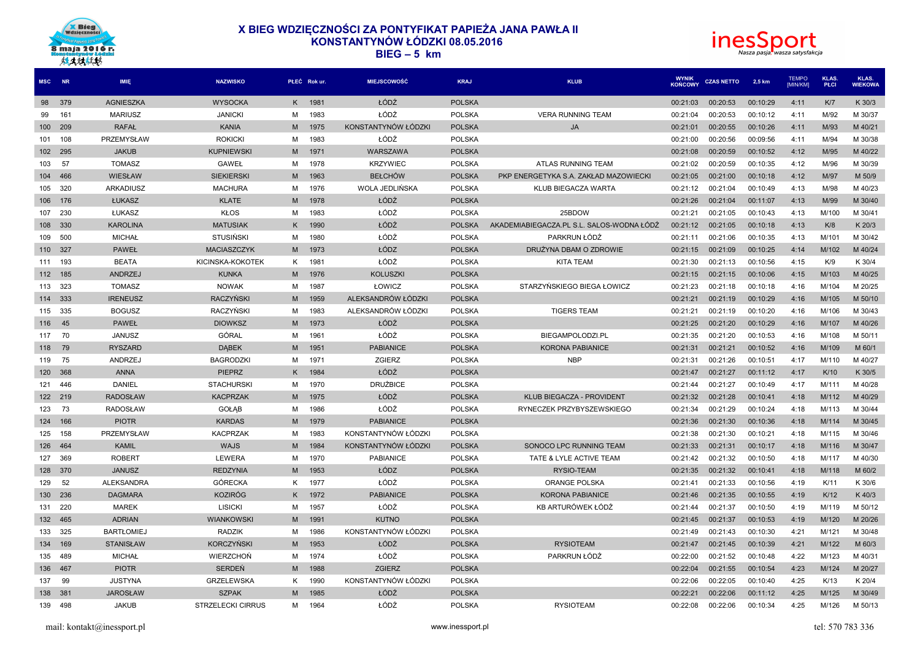# X BIEG WDZIĘCZNOŚCI ZA PONTYFIKAT PAPIEŻA JANA PAWŁA II
## KONSTANTYNÓW ŁÓDZKI 08.05.2016
## BIEG – 5 km

| MSC | NR | IMIĘ | NAZWISKO | PŁEĆ | Rok ur. | MIEJSCOWOŚĆ | KRAJ | KLUB | WYNIK KOŃCOWY | CZAS NETTO | 2,5 km | TEMPO [MIN/KM] | KLAS. PŁCI | KLAS. WIEKOWA |
|---|---|---|---|---|---|---|---|---|---|---|---|---|---|---|
| 98 | 379 | AGNIESZKA | WYSOCKA | K | 1981 | ŁÓDŹ | POLSKA | | 00:21:03 | 00:20:53 | 00:10:29 | 4:11 | K/7 | K 30/3 |
| 99 | 161 | MARIUSZ | JANICKI | M | 1983 | ŁÓDŹ | POLSKA | VERA RUNNING TEAM | 00:21:04 | 00:20:53 | 00:10:12 | 4:11 | M/92 | M 30/37 |
| 100 | 209 | RAFAŁ | KANIA | M | 1975 | KONSTANTYNÓW ŁÓDZKI | POLSKA | JA | 00:21:01 | 00:20:55 | 00:10:26 | 4:11 | M/93 | M 40/21 |
| 101 | 108 | PRZEMYSŁAW | ROKICKI | M | 1983 | ŁÓDŹ | POLSKA | | 00:21:00 | 00:20:56 | 00:09:56 | 4:11 | M/94 | M 30/38 |
| 102 | 295 | JAKUB | KUPNIEWSKI | M | 1971 | WARSZAWA | POLSKA | | 00:21:08 | 00:20:59 | 00:10:52 | 4:12 | M/95 | M 40/22 |
| 103 | 57 | TOMASZ | GAWEŁ | M | 1978 | KRZYWIEC | POLSKA | ATLAS RUNNING TEAM | 00:21:02 | 00:20:59 | 00:10:35 | 4:12 | M/96 | M 30/39 |
| 104 | 466 | WIESŁAW | SIEKIERSKI | M | 1963 | BEŁCHÓW | POLSKA | PKP ENERGETYKA S.A. ZAKŁAD MAZOWIECKI | 00:21:05 | 00:21:00 | 00:10:18 | 4:12 | M/97 | M 50/9 |
| 105 | 320 | ARKADIUSZ | MACHURA | M | 1976 | WOLA JEDLIŃSKA | POLSKA | KLUB BIEGACZA WARTA | 00:21:12 | 00:21:04 | 00:10:49 | 4:13 | M/98 | M 40/23 |
| 106 | 176 | ŁUKASZ | KLATE | M | 1978 | ŁÓDŹ | POLSKA | | 00:21:26 | 00:21:04 | 00:11:07 | 4:13 | M/99 | M 30/40 |
| 107 | 230 | ŁUKASZ | KŁOS | M | 1983 | ŁÓDŹ | POLSKA | 25BDOW | 00:21:21 | 00:21:05 | 00:10:43 | 4:13 | M/100 | M 30/41 |
| 108 | 330 | KAROLINA | MATUSIAK | K | 1990 | ŁÓDŹ | POLSKA | AKADEMIABIEGACZA.PL S.L. SALOS-WODNA ŁÓDŹ | 00:21:12 | 00:21:05 | 00:10:18 | 4:13 | K/8 | K 20/3 |
| 109 | 500 | MICHAŁ | STUSIŃSKI | M | 1980 | ŁÓDŹ | POLSKA | PARKRUN ŁÓDŹ | 00:21:11 | 00:21:06 | 00:10:35 | 4:13 | M/101 | M 30/42 |
| 110 | 327 | PAWEŁ | MACIASZCZYK | M | 1973 | ŁÓDZ | POLSKA | DRUŻYNA DBAM O ZDROWIE | 00:21:15 | 00:21:09 | 00:10:25 | 4:14 | M/102 | M 40/24 |
| 111 | 193 | BEATA | KICINSKA-KOKOTEK | K | 1981 | ŁÓDŹ | POLSKA | KITA TEAM | 00:21:30 | 00:21:13 | 00:10:56 | 4:15 | K/9 | K 30/4 |
| 112 | 185 | ANDRZEJ | KUNKA | M | 1976 | KOLUSZKI | POLSKA | | 00:21:15 | 00:21:15 | 00:10:06 | 4:15 | M/103 | M 40/25 |
| 113 | 323 | TOMASZ | NOWAK | M | 1987 | ŁOWICZ | POLSKA | STARZYŃSKIEGO BIEGA ŁOWICZ | 00:21:23 | 00:21:18 | 00:10:18 | 4:16 | M/104 | M 20/25 |
| 114 | 333 | IRENEUSZ | RACZYŃSKI | M | 1959 | ALEKSANDRÓW ŁÓDZKI | POLSKA | | 00:21:21 | 00:21:19 | 00:10:29 | 4:16 | M/105 | M 50/10 |
| 115 | 335 | BOGUSZ | RACZYŃSKI | M | 1983 | ALEKSANDRÓW ŁÓDZKI | POLSKA | TIGERS TEAM | 00:21:21 | 00:21:19 | 00:10:20 | 4:16 | M/106 | M 30/43 |
| 116 | 45 | PAWEŁ | DIOWKSZ | M | 1973 | ŁÓDŹ | POLSKA | | 00:21:25 | 00:21:20 | 00:10:29 | 4:16 | M/107 | M 40/26 |
| 117 | 70 | JANUSZ | GÓRAL | M | 1961 | ŁÓDŹ | POLSKA | BIEGAMPOLODZI.PL | 00:21:35 | 00:21:20 | 00:10:53 | 4:16 | M/108 | M 50/11 |
| 118 | 79 | RYSZARD | DĄBEK | M | 1951 | PABIANICE | POLSKA | KORONA PABIANICE | 00:21:31 | 00:21:21 | 00:10:52 | 4:16 | M/109 | M 60/1 |
| 119 | 75 | ANDRZEJ | BAGRODZKI | M | 1971 | ZGIERZ | POLSKA | NBP | 00:21:31 | 00:21:26 | 00:10:51 | 4:17 | M/110 | M 40/27 |
| 120 | 368 | ANNA | PIEPRZ | K | 1984 | ŁÓDŹ | POLSKA | | 00:21:47 | 00:21:27 | 00:11:12 | 4:17 | K/10 | K 30/5 |
| 121 | 446 | DANIEL | STACHURSKI | M | 1970 | DRUŻBICE | POLSKA | | 00:21:44 | 00:21:27 | 00:10:49 | 4:17 | M/111 | M 40/28 |
| 122 | 219 | RADOSŁAW | KACPRZAK | M | 1975 | ŁÓDŹ | POLSKA | KLUB BIEGACZA - PROVIDENT | 00:21:32 | 00:21:28 | 00:10:41 | 4:18 | M/112 | M 40/29 |
| 123 | 73 | RADOSŁAW | GOŁĄB | M | 1986 | ŁÓDŹ | POLSKA | RYNECZEK PRZYBYSZEWSKIEGO | 00:21:34 | 00:21:29 | 00:10:24 | 4:18 | M/113 | M 30/44 |
| 124 | 166 | PIOTR | KARDAS | M | 1979 | PABIANICE | POLSKA | | 00:21:36 | 00:21:30 | 00:10:36 | 4:18 | M/114 | M 30/45 |
| 125 | 158 | PRZEMYSŁAW | KACPRZAK | M | 1983 | KONSTANTYNÓW ŁÓDZKI | POLSKA | | 00:21:38 | 00:21:30 | 00:10:21 | 4:18 | M/115 | M 30/46 |
| 126 | 464 | KAMIL | WAJS | M | 1984 | KONSTANTYNÓW ŁÓDZKI | POLSKA | SONOCO LPC RUNNING TEAM | 00:21:33 | 00:21:31 | 00:10:17 | 4:18 | M/116 | M 30/47 |
| 127 | 369 | ROBERT | LEWERA | M | 1970 | PABIANICE | POLSKA | TATE & LYLE ACTIVE TEAM | 00:21:42 | 00:21:32 | 00:10:50 | 4:18 | M/117 | M 40/30 |
| 128 | 370 | JANUSZ | REDZYNIA | M | 1953 | ŁÓDZ | POLSKA | RYSIO-TEAM | 00:21:35 | 00:21:32 | 00:10:41 | 4:18 | M/118 | M 60/2 |
| 129 | 52 | ALEKSANDRA | GÓRECKA | K | 1977 | ŁÓDŹ | POLSKA | ORANGE POLSKA | 00:21:41 | 00:21:33 | 00:10:56 | 4:19 | K/11 | K 30/6 |
| 130 | 236 | DAGMARA | KOZIRÓG | K | 1972 | PABIANICE | POLSKA | KORONA PABIANICE | 00:21:46 | 00:21:35 | 00:10:55 | 4:19 | K/12 | K 40/3 |
| 131 | 220 | MAREK | LISICKI | M | 1957 | ŁÓDŹ | POLSKA | KB ARTURÓWEK ŁÓDŹ | 00:21:44 | 00:21:37 | 00:10:50 | 4:19 | M/119 | M 50/12 |
| 132 | 465 | ADRIAN | WIANKOWSKI | M | 1991 | KUTNO | POLSKA | | 00:21:45 | 00:21:37 | 00:10:53 | 4:19 | M/120 | M 20/26 |
| 133 | 325 | BARTŁOMIEJ | RADZIK | M | 1986 | KONSTANTYNÓW ŁÓDZKI | POLSKA | | 00:21:49 | 00:21:43 | 00:10:30 | 4:21 | M/121 | M 30/48 |
| 134 | 169 | STANISŁAW | KORCZYŃSKI | M | 1953 | ŁÓDŹ | POLSKA | RYSIOTEAM | 00:21:47 | 00:21:45 | 00:10:39 | 4:21 | M/122 | M 60/3 |
| 135 | 489 | MICHAŁ | WIERZCHOŃ | M | 1974 | ŁÓDŹ | POLSKA | PARKRUN ŁÓDŹ | 00:22:00 | 00:21:52 | 00:10:48 | 4:22 | M/123 | M 40/31 |
| 136 | 467 | PIOTR | SERDEŃ | M | 1988 | ZGIERZ | POLSKA | | 00:22:04 | 00:21:55 | 00:10:54 | 4:23 | M/124 | M 20/27 |
| 137 | 99 | JUSTYNA | GRZELEWSKA | K | 1990 | KONSTANTYNÓW ŁÓDZKI | POLSKA | | 00:22:06 | 00:22:05 | 00:10:40 | 4:25 | K/13 | K 20/4 |
| 138 | 381 | JAROSŁAW | SZPAK | M | 1985 | ŁÓDŹ | POLSKA | | 00:22:21 | 00:22:06 | 00:11:12 | 4:25 | M/125 | M 30/49 |
| 139 | 498 | JAKUB | STRZELECKI CIRRUS | M | 1964 | ŁÓDŹ | POLSKA | RYSIOTEAM | 00:22:08 | 00:22:06 | 00:10:34 | 4:25 | M/126 | M 50/13 |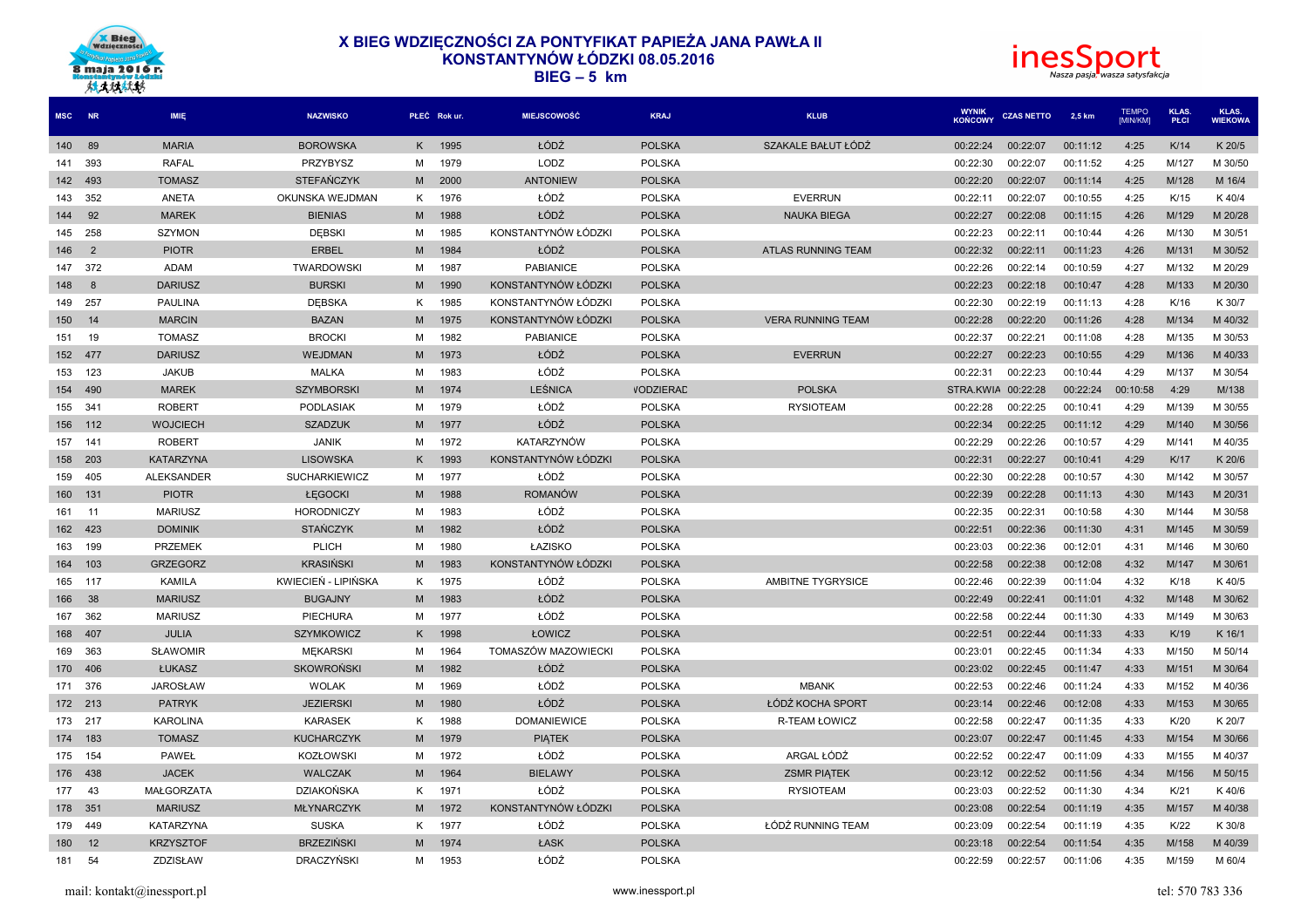| MSC | NR | IMIĘ | NAZWISKO | PŁEĆ | Rok ur. | MIEJSCOWOŚĆ | KRAJ | KLUB | WYNIK KOŃCOWY | CZAS NETTO | 2,5 km | TEMPO [MIN/KM] | KLAS. PŁCI | KLAS. WIEKOWA |
|---|---|---|---|---|---|---|---|---|---|---|---|---|---|---|
| 140 | 89 | MARIA | BOROWSKA | K | 1995 | ŁÓDŹ | POLSKA | SZAKALE BAŁUT ŁÓDŹ | 00:22:24 | 00:22:07 | 00:11:12 | 4:25 | K/14 | K 20/5 |
| 141 | 393 | RAFAL | PRZYBYSZ | M | 1979 | LODZ | POLSKA | | 00:22:30 | 00:22:07 | 00:11:52 | 4:25 | M/127 | M 30/50 |
| 142 | 493 | TOMASZ | STEFAŃCZYK | M | 2000 | ANTONIEW | POLSKA | | 00:22:20 | 00:22:07 | 00:11:14 | 4:25 | M/128 | M 16/4 |
| 143 | 352 | ANETA | OKUNSKA WEJDMAN | K | 1976 | ŁÓDŹ | POLSKA | EVERRUN | 00:22:11 | 00:22:07 | 00:10:55 | 4:25 | K/15 | K 40/4 |
| 144 | 92 | MAREK | BIENIAS | M | 1988 | ŁÓDŹ | POLSKA | NAUKA BIEGA | 00:22:27 | 00:22:08 | 00:11:15 | 4:26 | M/129 | M 20/28 |
| 145 | 258 | SZYMON | DĘBSKI | M | 1985 | KONSTANTYNÓW ŁÓDZKI | POLSKA | | 00:22:23 | 00:22:11 | 00:10:44 | 4:26 | M/130 | M 30/51 |
| 146 | 2 | PIOTR | ERBEL | M | 1984 | ŁÓDŹ | POLSKA | ATLAS RUNNING TEAM | 00:22:32 | 00:22:11 | 00:11:23 | 4:26 | M/131 | M 30/52 |
| 147 | 372 | ADAM | TWARDOWSKI | M | 1987 | PABIANICE | POLSKA | | 00:22:26 | 00:22:14 | 00:10:59 | 4:27 | M/132 | M 20/29 |
| 148 | 8 | DARIUSZ | BURSKI | M | 1990 | KONSTANTYNÓW ŁÓDZKI | POLSKA | | 00:22:23 | 00:22:18 | 00:10:47 | 4:28 | M/133 | M 20/30 |
| 149 | 257 | PAULINA | DĘBSKA | K | 1985 | KONSTANTYNÓW ŁÓDZKI | POLSKA | | 00:22:30 | 00:22:19 | 00:11:13 | 4:28 | K/16 | K 30/7 |
| 150 | 14 | MARCIN | BAZAN | M | 1975 | KONSTANTYNÓW ŁÓDZKI | POLSKA | VERA RUNNING TEAM | 00:22:28 | 00:22:20 | 00:11:26 | 4:28 | M/134 | M 40/32 |
| 151 | 19 | TOMASZ | BROCKI | M | 1982 | PABIANICE | POLSKA | | 00:22:37 | 00:22:21 | 00:11:08 | 4:28 | M/135 | M 30/53 |
| 152 | 477 | DARIUSZ | WEJDMAN | M | 1973 | ŁÓDŹ | POLSKA | EVERRUN | 00:22:27 | 00:22:23 | 00:10:55 | 4:29 | M/136 | M 40/33 |
| 153 | 123 | JAKUB | MALKA | M | 1983 | ŁÓDŹ | POLSKA | | 00:22:31 | 00:22:23 | 00:10:44 | 4:29 | M/137 | M 30/54 |
| 154 | 490 | MAREK | SZYMBORSKI | M | 1974 | LEŚNICA | WODZIERAD | POLSKA | STRA.KWIA | 00:22:28 | 00:22:24 | 00:10:58 | 4:29 | M/138 |
| 155 | 341 | ROBERT | PODLASIAK | M | 1979 | ŁÓDŹ | POLSKA | RYSIOTEAM | 00:22:28 | 00:22:25 | 00:10:41 | 4:29 | M/139 | M 30/55 |
| 156 | 112 | WOJCIECH | SZADZUK | M | 1977 | ŁÓDŹ | POLSKA | | 00:22:34 | 00:22:25 | 00:11:12 | 4:29 | M/140 | M 30/56 |
| 157 | 141 | ROBERT | JANIK | M | 1972 | KATARZYNÓW | POLSKA | | 00:22:29 | 00:22:26 | 00:10:57 | 4:29 | M/141 | M 40/35 |
| 158 | 203 | KATARZYNA | LISOWSKA | K | 1993 | KONSTANTYNÓW ŁÓDZKI | POLSKA | | 00:22:31 | 00:22:27 | 00:10:41 | 4:29 | K/17 | K 20/6 |
| 159 | 405 | ALEKSANDER | SUCHARKIEWICZ | M | 1977 | ŁÓDŹ | POLSKA | | 00:22:30 | 00:22:28 | 00:10:57 | 4:30 | M/142 | M 30/57 |
| 160 | 131 | PIOTR | ŁĘGOCKI | M | 1988 | ROMANÓW | POLSKA | | 00:22:39 | 00:22:28 | 00:11:13 | 4:30 | M/143 | M 20/31 |
| 161 | 11 | MARIUSZ | HORODNICZY | M | 1983 | ŁÓDŹ | POLSKA | | 00:22:35 | 00:22:31 | 00:10:58 | 4:30 | M/144 | M 30/58 |
| 162 | 423 | DOMINIK | STAŃCZYK | M | 1982 | ŁÓDŹ | POLSKA | | 00:22:51 | 00:22:36 | 00:11:30 | 4:31 | M/145 | M 30/59 |
| 163 | 199 | PRZEMEK | PLICH | M | 1980 | ŁAZISKO | POLSKA | | 00:23:03 | 00:22:36 | 00:12:01 | 4:31 | M/146 | M 30/60 |
| 164 | 103 | GRZEGORZ | KRASIŃSKI | M | 1983 | KONSTANTYNÓW ŁÓDZKI | POLSKA | | 00:22:58 | 00:22:38 | 00:12:08 | 4:32 | M/147 | M 30/61 |
| 165 | 117 | KAMILA | KWIECIEŃ - LIPIŃSKA | K | 1975 | ŁÓDŹ | POLSKA | AMBITNE TYGRYSICE | 00:22:46 | 00:22:39 | 00:11:04 | 4:32 | K/18 | K 40/5 |
| 166 | 38 | MARIUSZ | BUGAJNY | M | 1983 | ŁÓDŹ | POLSKA | | 00:22:49 | 00:22:41 | 00:11:01 | 4:32 | M/148 | M 30/62 |
| 167 | 362 | MARIUSZ | PIECHURA | M | 1977 | ŁÓDŹ | POLSKA | | 00:22:58 | 00:22:44 | 00:11:30 | 4:33 | M/149 | M 30/63 |
| 168 | 407 | JULIA | SZYMKOWICZ | K | 1998 | ŁOWICZ | POLSKA | | 00:22:51 | 00:22:44 | 00:11:33 | 4:33 | K/19 | K 16/1 |
| 169 | 363 | SŁAWOMIR | MĘKARSKI | M | 1964 | TOMASZÓW MAZOWIECKI | POLSKA | | 00:23:01 | 00:22:45 | 00:11:34 | 4:33 | M/150 | M 50/14 |
| 170 | 406 | ŁUKASZ | SKOWROŃSKI | M | 1982 | ŁÓDŹ | POLSKA | | 00:23:02 | 00:22:45 | 00:11:47 | 4:33 | M/151 | M 30/64 |
| 171 | 376 | JAROSŁAW | WOLAK | M | 1969 | ŁÓDŹ | POLSKA | MBANK | 00:22:53 | 00:22:46 | 00:11:24 | 4:33 | M/152 | M 40/36 |
| 172 | 213 | PATRYK | JEZIERSKI | M | 1980 | ŁÓDŹ | POLSKA | ŁÓDŹ KOCHA SPORT | 00:23:14 | 00:22:46 | 00:12:08 | 4:33 | M/153 | M 30/65 |
| 173 | 217 | KAROLINA | KARASEK | K | 1988 | DOMANIEWICE | POLSKA | R-TEAM ŁOWICZ | 00:22:58 | 00:22:47 | 00:11:35 | 4:33 | K/20 | K 20/7 |
| 174 | 183 | TOMASZ | KUCHARCZYK | M | 1979 | PIĄTEK | POLSKA | | 00:23:07 | 00:22:47 | 00:11:45 | 4:33 | M/154 | M 30/66 |
| 175 | 154 | PAWEŁ | KOZŁOWSKI | M | 1972 | ŁÓDŹ | POLSKA | ARGAL ŁÓDŹ | 00:22:52 | 00:22:47 | 00:11:09 | 4:33 | M/155 | M 40/37 |
| 176 | 438 | JACEK | WALCZAK | M | 1964 | BIELAWY | POLSKA | ZSMR PIĄTEK | 00:23:12 | 00:22:52 | 00:11:56 | 4:34 | M/156 | M 50/15 |
| 177 | 43 | MAŁGORZATA | DZIAKOŃSKA | K | 1971 | ŁÓDŹ | POLSKA | RYSIOTEAM | 00:23:03 | 00:22:52 | 00:11:30 | 4:34 | K/21 | K 40/6 |
| 178 | 351 | MARIUSZ | MŁYNARCZYK | M | 1972 | KONSTANTYNÓW ŁÓDZKI | POLSKA | | 00:23:08 | 00:22:54 | 00:11:19 | 4:35 | M/157 | M 40/38 |
| 179 | 449 | KATARZYNA | SUSKA | K | 1977 | ŁÓDŹ | POLSKA | ŁÓDŹ RUNNING TEAM | 00:23:09 | 00:22:54 | 00:11:19 | 4:35 | K/22 | K 30/8 |
| 180 | 12 | KRZYSZTOF | BRZEZIŃSKI | M | 1974 | ŁASK | POLSKA | | 00:23:18 | 00:22:54 | 00:11:54 | 4:35 | M/158 | M 40/39 |
| 181 | 54 | ZDZISŁAW | DRACZYŃSKI | M | 1953 | ŁÓDŹ | POLSKA | | 00:22:59 | 00:22:57 | 00:11:06 | 4:35 | M/159 | M 60/4 |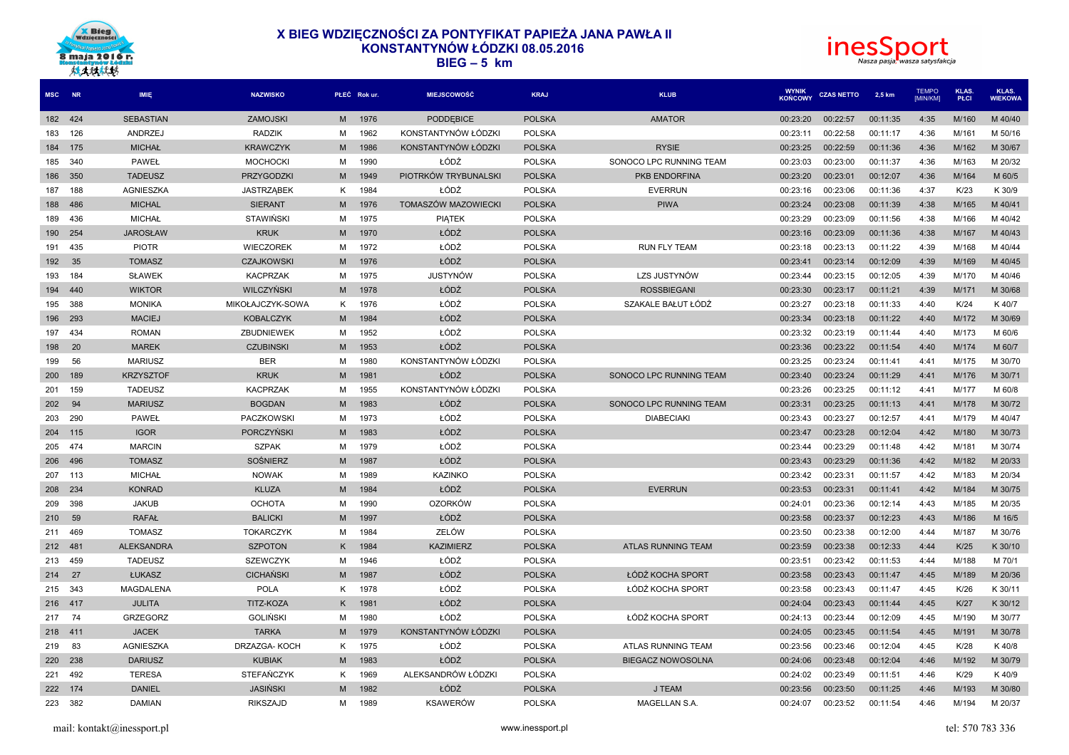# X BIEG WDZIĘCZNOŚCI ZA PONTYFIKAT PAPIEŻA JANA PAWŁA II
## KONSTANTYNÓW ŁÓDZKI 08.05.2016
## BIEG – 5 km

| MSC | NR | IMIĘ | NAZWISKO | PŁEĆ | Rok ur. | MIEJSCOWOŚĆ | KRAJ | KLUB | WYNIK KOŃCOWY | CZAS NETTO | 2,5 km | TEMPO [MIN/KM] | KLAS. PŁCI | KLAS. WIEKOWA |
|---|---|---|---|---|---|---|---|---|---|---|---|---|---|---|
| 182 | 424 | SEBASTIAN | ZAMOJSKI | M | 1976 | PODDĘBICE | POLSKA | AMATOR | 00:23:20 | 00:22:57 | 00:11:35 | 4:35 | M/160 | M 40/40 |
| 183 | 126 | ANDRZEJ | RADZIK | M | 1962 | KONSTANTYNÓW ŁÓDZKI | POLSKA | | 00:23:11 | 00:22:58 | 00:11:17 | 4:36 | M/161 | M 50/16 |
| 184 | 175 | MICHAŁ | KRAWCZYK | M | 1986 | KONSTANTYNÓW ŁÓDZKI | POLSKA | RYSIE | 00:23:25 | 00:22:59 | 00:11:36 | 4:36 | M/162 | M 30/67 |
| 185 | 340 | PAWEŁ | MOCHOCKI | M | 1990 | ŁÓDŹ | POLSKA | SONOCO LPC RUNNING TEAM | 00:23:03 | 00:23:00 | 00:11:37 | 4:36 | M/163 | M 20/32 |
| 186 | 350 | TADEUSZ | PRZYGODZKI | M | 1949 | PIOTRKÓW TRYBUNALSKI | POLSKA | PKB ENDORFINA | 00:23:20 | 00:23:01 | 00:12:07 | 4:36 | M/164 | M 60/5 |
| 187 | 188 | AGNIESZKA | JASTRZĄBEK | K | 1984 | ŁÓDŹ | POLSKA | EVERRUN | 00:23:16 | 00:23:06 | 00:11:36 | 4:37 | K/23 | K 30/9 |
| 188 | 486 | MICHAL | SIERANT | M | 1976 | TOMASZÓW MAZOWIECKI | POLSKA | PIWA | 00:23:24 | 00:23:08 | 00:11:39 | 4:38 | M/165 | M 40/41 |
| 189 | 436 | MICHAŁ | STAWIŃSKI | M | 1975 | PIĄTEK | POLSKA | | 00:23:29 | 00:23:09 | 00:11:56 | 4:38 | M/166 | M 40/42 |
| 190 | 254 | JAROSŁAW | KRUK | M | 1970 | ŁÓDŹ | POLSKA | | 00:23:16 | 00:23:09 | 00:11:36 | 4:38 | M/167 | M 40/43 |
| 191 | 435 | PIOTR | WIECZOREK | M | 1972 | ŁÓDŹ | POLSKA | RUN FLY TEAM | 00:23:18 | 00:23:13 | 00:11:22 | 4:39 | M/168 | M 40/44 |
| 192 | 35 | TOMASZ | CZAJKOWSKI | M | 1976 | ŁÓDŹ | POLSKA | | 00:23:41 | 00:23:14 | 00:12:09 | 4:39 | M/169 | M 40/45 |
| 193 | 184 | SŁAWEK | KACPRZAK | M | 1975 | JUSTYNÓW | POLSKA | LZS JUSTYNÓW | 00:23:44 | 00:23:15 | 00:12:05 | 4:39 | M/170 | M 40/46 |
| 194 | 440 | WIKTOR | WILCZYŃSKI | M | 1978 | ŁÓDŹ | POLSKA | ROSSBIEGANI | 00:23:30 | 00:23:17 | 00:11:21 | 4:39 | M/171 | M 30/68 |
| 195 | 388 | MONIKA | MIKOŁAJCZYK-SOWA | K | 1976 | ŁÓDŹ | POLSKA | SZAKALE BAŁUT ŁÓDŹ | 00:23:27 | 00:23:18 | 00:11:33 | 4:40 | K/24 | K 40/7 |
| 196 | 293 | MACIEJ | KOBALCZYK | M | 1984 | ŁÓDŹ | POLSKA | | 00:23:34 | 00:23:18 | 00:11:22 | 4:40 | M/172 | M 30/69 |
| 197 | 434 | ROMAN | ZBUDNIEWEK | M | 1952 | ŁÓDŹ | POLSKA | | 00:23:32 | 00:23:19 | 00:11:44 | 4:40 | M/173 | M 60/6 |
| 198 | 20 | MAREK | CZUBINSKI | M | 1953 | ŁÓDŹ | POLSKA | | 00:23:36 | 00:23:22 | 00:11:54 | 4:40 | M/174 | M 60/7 |
| 199 | 56 | MARIUSZ | BER | M | 1980 | KONSTANTYNÓW ŁÓDZKI | POLSKA | | 00:23:25 | 00:23:24 | 00:11:41 | 4:41 | M/175 | M 30/70 |
| 200 | 189 | KRZYSZTOF | KRUK | M | 1981 | ŁÓDŹ | POLSKA | SONOCO LPC RUNNING TEAM | 00:23:40 | 00:23:24 | 00:11:29 | 4:41 | M/176 | M 30/71 |
| 201 | 159 | TADEUSZ | KACPRZAK | M | 1955 | KONSTANTYNÓW ŁÓDZKI | POLSKA | | 00:23:26 | 00:23:25 | 00:11:12 | 4:41 | M/177 | M 60/8 |
| 202 | 94 | MARIUSZ | BOGDAN | M | 1983 | ŁÓDŹ | POLSKA | SONOCO LPC RUNNING TEAM | 00:23:31 | 00:23:25 | 00:11:13 | 4:41 | M/178 | M 30/72 |
| 203 | 290 | PAWEŁ | PACZKOWSKI | M | 1973 | ŁÓDŹ | POLSKA | DIABECIAKI | 00:23:43 | 00:23:27 | 00:12:57 | 4:41 | M/179 | M 40/47 |
| 204 | 115 | IGOR | PORCZYŃSKI | M | 1983 | ŁÓDŹ | POLSKA | | 00:23:47 | 00:23:28 | 00:12:04 | 4:42 | M/180 | M 30/73 |
| 205 | 474 | MARCIN | SZPAK | M | 1979 | ŁÓDŹ | POLSKA | | 00:23:44 | 00:23:29 | 00:11:48 | 4:42 | M/181 | M 30/74 |
| 206 | 496 | TOMASZ | SOŚNIERZ | M | 1987 | ŁÓDŹ | POLSKA | | 00:23:43 | 00:23:29 | 00:11:36 | 4:42 | M/182 | M 20/33 |
| 207 | 113 | MICHAŁ | NOWAK | M | 1989 | KAZINKO | POLSKA | | 00:23:42 | 00:23:31 | 00:11:57 | 4:42 | M/183 | M 20/34 |
| 208 | 234 | KONRAD | KLUZA | M | 1984 | ŁÓDŹ | POLSKA | EVERRUN | 00:23:53 | 00:23:31 | 00:11:41 | 4:42 | M/184 | M 30/75 |
| 209 | 398 | JAKUB | OCHOTA | M | 1990 | OZORKÓW | POLSKA | | 00:24:01 | 00:23:36 | 00:12:14 | 4:43 | M/185 | M 20/35 |
| 210 | 59 | RAFAŁ | BALICKI | M | 1997 | ŁÓDŹ | POLSKA | | 00:23:58 | 00:23:37 | 00:12:23 | 4:43 | M/186 | M 16/5 |
| 211 | 469 | TOMASZ | TOKARCZYK | M | 1984 | ZELÓW | POLSKA | | 00:23:50 | 00:23:38 | 00:12:00 | 4:44 | M/187 | M 30/76 |
| 212 | 481 | ALEKSANDRA | SZPOTON | K | 1984 | KAZIMIERZ | POLSKA | ATLAS RUNNING TEAM | 00:23:59 | 00:23:38 | 00:12:33 | 4:44 | K/25 | K 30/10 |
| 213 | 459 | TADEUSZ | SZEWCZYK | M | 1946 | ŁÓDŹ | POLSKA | | 00:23:51 | 00:23:42 | 00:11:53 | 4:44 | M/188 | M 70/1 |
| 214 | 27 | ŁUKASZ | CICHAŃSKI | M | 1987 | ŁÓDŹ | POLSKA | ŁÓDŹ KOCHA SPORT | 00:23:58 | 00:23:43 | 00:11:47 | 4:45 | M/189 | M 20/36 |
| 215 | 343 | MAGDALENA | POLA | K | 1978 | ŁÓDŹ | POLSKA | ŁÓDŹ KOCHA SPORT | 00:23:58 | 00:23:43 | 00:11:47 | 4:45 | K/26 | K 30/11 |
| 216 | 417 | JULITA | TITZ-KOZA | K | 1981 | ŁÓDŹ | POLSKA | | 00:24:04 | 00:23:43 | 00:11:44 | 4:45 | K/27 | K 30/12 |
| 217 | 74 | GRZEGORZ | GOLIŃSKI | M | 1980 | ŁÓDŹ | POLSKA | ŁÓDŹ KOCHA SPORT | 00:24:13 | 00:23:44 | 00:12:09 | 4:45 | M/190 | M 30/77 |
| 218 | 411 | JACEK | TARKA | M | 1979 | KONSTANTYNÓW ŁÓDZKI | POLSKA | | 00:24:05 | 00:23:45 | 00:11:54 | 4:45 | M/191 | M 30/78 |
| 219 | 83 | AGNIESZKA | DRZAZGA- KOCH | K | 1975 | ŁÓDŹ | POLSKA | ATLAS RUNNING TEAM | 00:23:56 | 00:23:46 | 00:12:04 | 4:45 | K/28 | K 40/8 |
| 220 | 238 | DARIUSZ | KUBIAK | M | 1983 | ŁÓDŹ | POLSKA | BIEGACZ NOWOSOLNA | 00:24:06 | 00:23:48 | 00:12:04 | 4:46 | M/192 | M 30/79 |
| 221 | 492 | TERESA | STEFAŃCZYK | K | 1969 | ALEKSANDRÓW ŁÓDZKI | POLSKA | | 00:24:02 | 00:23:49 | 00:11:51 | 4:46 | K/29 | K 40/9 |
| 222 | 174 | DANIEL | JASIŃSKI | M | 1982 | ŁÓDŹ | POLSKA | J TEAM | 00:23:56 | 00:23:50 | 00:11:25 | 4:46 | M/193 | M 30/80 |
| 223 | 382 | DAMIAN | RIKSZAJD | M | 1989 | KSAWERÓW | POLSKA | MAGELLAN S.A. | 00:24:07 | 00:23:52 | 00:11:54 | 4:46 | M/194 | M 20/37 |

mail: kontakt@inessport.pl www.inessport.pl tel: 570 783 336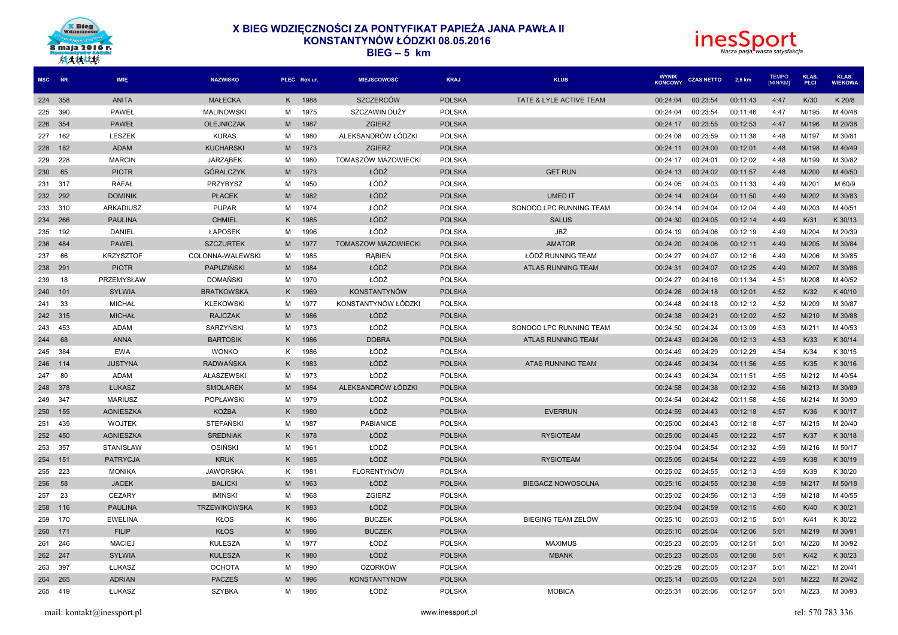# X BIEG WDZIĘCZNOŚCI ZA PONTYFIKAT PAPIEŻA JANA PAWŁA II
## KONSTANTYNÓW ŁÓDZKI 08.05.2016
## BIEG – 5 km

| MSC | NR | IMIĘ | NAZWISKO | PŁEĆ | Rok ur. | MIEJSCOWOŚĆ | KRAJ | KLUB | WYNIK KOŃCOWY | CZAS NETTO | 2,5 km | TEMPO [MIN/KM] | KLAS. PŁCI | KLAS. WIEKOWA |
|---|---|---|---|---|---|---|---|---|---|---|---|---|---|---|
| 224 | 358 | ANITA | MAŁECKA | K | 1988 | SZCZERCÓW | POLSKA | TATE & LYLE ACTIVE TEAM | 00:24:04 | 00:23:54 | 00:11:43 | 4:47 | K/30 | K 20/8 |
| 225 | 390 | PAWEŁ | MALINOWSKI | M | 1975 | SZCZAWIN DUŻY | POLSKA | | 00:24:04 | 00:23:54 | 00:11:46 | 4:47 | M/195 | M 40/48 |
| 226 | 354 | PAWEŁ | OLEJNICZAK | M | 1987 | ZGIERZ | POLSKA | | 00:24:17 | 00:23:55 | 00:12:53 | 4:47 | M/196 | M 20/38 |
| 227 | 162 | LESZEK | KURAS | M | 1980 | ALEKSANDRÓW ŁÓDZKI | POLSKA | | 00:24:08 | 00:23:59 | 00:11:38 | 4:48 | M/197 | M 30/81 |
| 228 | 182 | ADAM | KUCHARSKI | M | 1973 | ZGIERZ | POLSKA | | 00:24:11 | 00:24:00 | 00:12:01 | 4:48 | M/198 | M 40/49 |
| 229 | 228 | MARCIN | JARZĄBEK | M | 1980 | TOMASZÓW MAZOWIECKI | POLSKA | | 00:24:17 | 00:24:01 | 00:12:02 | 4:48 | M/199 | M 30/82 |
| 230 | 65 | PIOTR | GÓRALCZYK | M | 1973 | ŁÓDŹ | POLSKA | GET RUN | 00:24:13 | 00:24:02 | 00:11:57 | 4:48 | M/200 | M 40/50 |
| 231 | 317 | RAFAŁ | PRZYBYSZ | M | 1950 | ŁÓDŹ | POLSKA | | 00:24:05 | 00:24:03 | 00:11:33 | 4:49 | M/201 | M 60/9 |
| 232 | 292 | DOMINIK | PŁACEK | M | 1982 | ŁÓDŹ | POLSKA | UMED IT | 00:24:14 | 00:24:04 | 00:11:50 | 4:49 | M/202 | M 30/83 |
| 233 | 310 | ARKADIUSZ | PUPAR | M | 1974 | ŁÓDŹ | POLSKA | SONOCO LPC RUNNING TEAM | 00:24:14 | 00:24:04 | 00:12:04 | 4:49 | M/203 | M 40/51 |
| 234 | 266 | PAULINA | CHMIEL | K | 1985 | ŁÓDŹ | POLSKA | SALUS | 00:24:30 | 00:24:05 | 00:12:14 | 4:49 | K/31 | K 30/13 |
| 235 | 192 | DANIEL | ŁAPOSEK | M | 1996 | ŁÓDŹ | POLSKA | JBŻ | 00:24:19 | 00:24:06 | 00:12:19 | 4:49 | M/204 | M 20/39 |
| 236 | 484 | PAWEL | SZCZURTEK | M | 1977 | TOMASZOW MAZOWIECKI | POLSKA | AMATOR | 00:24:20 | 00:24:06 | 00:12:11 | 4:49 | M/205 | M 30/84 |
| 237 | 66 | KRZYSZTOF | COLONNA-WALEWSKI | M | 1985 | RĄBIEŃ | POLSKA | ŁÓDŹ RUNNING TEAM | 00:24:27 | 00:24:07 | 00:12:16 | 4:49 | M/206 | M 30/85 |
| 238 | 291 | PIOTR | PAPUZIŃSKI | M | 1984 | ŁÓDŹ | POLSKA | ATLAS RUNNING TEAM | 00:24:31 | 00:24:07 | 00:12:25 | 4:49 | M/207 | M 30/86 |
| 239 | 18 | PRZEMYSŁAW | DOMAŃSKI | M | 1970 | ŁÓDŹ | POLSKA | | 00:24:27 | 00:24:16 | 00:11:34 | 4:51 | M/208 | M 40/52 |
| 240 | 101 | SYLWIA | BRATKOWSKA | K | 1969 | KONSTANTYNÓW | POLSKA | | 00:24:26 | 00:24:18 | 00:12:01 | 4:52 | K/32 | K 40/10 |
| 241 | 33 | MICHAŁ | KLEKOWSKI | M | 1977 | KONSTANTYNÓW ŁÓDZKI | POLSKA | | 00:24:48 | 00:24:18 | 00:12:12 | 4:52 | M/209 | M 30/87 |
| 242 | 315 | MICHAŁ | RAJCZAK | M | 1986 | ŁÓDŹ | POLSKA | | 00:24:38 | 00:24:21 | 00:12:02 | 4:52 | M/210 | M 30/88 |
| 243 | 453 | ADAM | SARZYŃSKI | M | 1973 | ŁÓDŹ | POLSKA | SONOCO LPC RUNNING TEAM | 00:24:50 | 00:24:24 | 00:13:09 | 4:53 | M/211 | M 40/53 |
| 244 | 68 | ANNA | BARTOSIK | K | 1986 | DOBRA | POLSKA | ATLAS RUNNING TEAM | 00:24:43 | 00:24:26 | 00:12:13 | 4:53 | K/33 | K 30/14 |
| 245 | 384 | EWA | WONKO | K | 1986 | ŁÓDŹ | POLSKA | | 00:24:49 | 00:24:29 | 00:12:29 | 4:54 | K/34 | K 30/15 |
| 246 | 114 | JUSTYNA | RADWAŃSKA | K | 1983 | ŁÓDŹ | POLSKA | ATAS RUNNING TEAM | 00:24:45 | 00:24:34 | 00:11:56 | 4:55 | K/35 | K 30/16 |
| 247 | 80 | ADAM | AŁASZEWSKI | M | 1973 | ŁÓDŹ | POLSKA | | 00:24:43 | 00:24:34 | 00:11:51 | 4:55 | M/212 | M 40/54 |
| 248 | 378 | ŁUKASZ | SMOLAREK | M | 1984 | ALEKSANDRÓW ŁÓDZKI | POLSKA | | 00:24:58 | 00:24:38 | 00:12:32 | 4:56 | M/213 | M 30/89 |
| 249 | 347 | MARIUSZ | POPŁAWSKI | M | 1979 | ŁÓDŹ | POLSKA | | 00:24:54 | 00:24:42 | 00:11:58 | 4:56 | M/214 | M 30/90 |
| 250 | 155 | AGNIESZKA | KOŻBA | K | 1980 | ŁÓDŹ | POLSKA | EVERRUN | 00:24:59 | 00:24:43 | 00:12:18 | 4:57 | K/36 | K 30/17 |
| 251 | 439 | WOJTEK | STEFAŃSKI | M | 1987 | PABIANICE | POLSKA | | 00:25:00 | 00:24:43 | 00:12:18 | 4:57 | M/215 | M 20/40 |
| 252 | 450 | AGNIESZKA | ŚREDNIAK | K | 1978 | ŁÓDŹ | POLSKA | RYSIOTEAM | 00:25:00 | 00:24:45 | 00:12:22 | 4:57 | K/37 | K 30/18 |
| 253 | 357 | STANISŁAW | OSIŃSKI | M | 1961 | ŁÓDŹ | POLSKA | | 00:25:04 | 00:24:54 | 00:12:32 | 4:59 | M/216 | M 50/17 |
| 254 | 151 | PATRYCJA | KRUK | K | 1985 | ŁÓDŹ | POLSKA | RYSIOTEAM | 00:25:05 | 00:24:54 | 00:12:22 | 4:59 | K/38 | K 30/19 |
| 255 | 223 | MONIKA | JAWORSKA | K | 1981 | FLORENTYNÓW | POLSKA | | 00:25:02 | 00:24:55 | 00:12:13 | 4:59 | K/39 | K 30/20 |
| 256 | 58 | JACEK | BALICKI | M | 1963 | ŁÓDŹ | POLSKA | BIEGACZ NOWOSOLNA | 00:25:16 | 00:24:55 | 00:12:38 | 4:59 | M/217 | M 50/18 |
| 257 | 23 | CEZARY | IMIŃSKI | M | 1968 | ZGIERZ | POLSKA | | 00:25:02 | 00:24:56 | 00:12:13 | 4:59 | M/218 | M 40/55 |
| 258 | 116 | PAULINA | TRZEWIKOWSKA | K | 1983 | ŁÓDŹ | POLSKA | | 00:25:04 | 00:24:59 | 00:12:15 | 4:60 | K/40 | K 30/21 |
| 259 | 170 | EWELINA | KŁOS | K | 1986 | BUCZEK | POLSKA | BIEGING TEAM ZELÓW | 00:25:10 | 00:25:03 | 00:12:15 | 5:01 | K/41 | K 30/22 |
| 260 | 171 | FILIP | KŁOS | M | 1986 | BUCZEK | POLSKA | | 00:25:10 | 00:25:04 | 00:12:06 | 5:01 | M/219 | M 30/91 |
| 261 | 246 | MACIEJ | KULESZA | M | 1977 | ŁÓDŹ | POLSKA | MAXIMUS | 00:25:23 | 00:25:05 | 00:12:51 | 5:01 | M/220 | M 30/92 |
| 262 | 247 | SYLWIA | KULESZA | K | 1980 | ŁÓDŹ | POLSKA | MBANK | 00:25:23 | 00:25:05 | 00:12:50 | 5:01 | K/42 | K 30/23 |
| 263 | 397 | ŁUKASZ | OCHOTA | M | 1990 | OZORKÓW | POLSKA | | 00:25:29 | 00:25:05 | 00:12:37 | 5:01 | M/221 | M 20/41 |
| 264 | 265 | ADRIAN | PACZEŚ | M | 1996 | KONSTANTYNOW | POLSKA | | 00:25:14 | 00:25:05 | 00:12:24 | 5:01 | M/222 | M 20/42 |
| 265 | 419 | ŁUKASZ | SZYBKA | M | 1986 | ŁÓDŹ | POLSKA | MOBICA | 00:25:31 | 00:25:06 | 00:12:57 | 5:01 | M/223 | M 30/93 |

mail: kontakt@inessport.pl www.inessport.pl tel: 570 783 336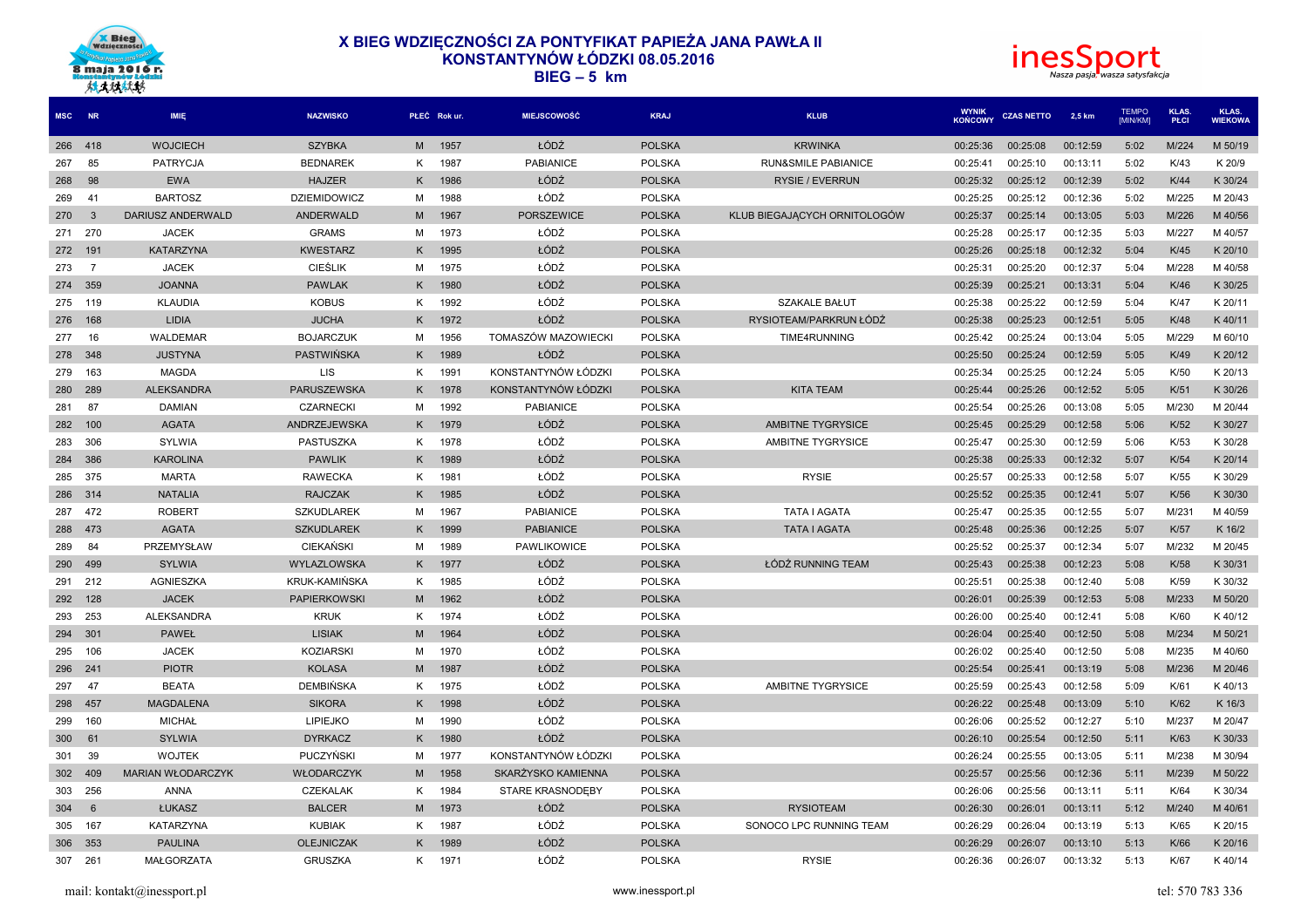# X BIEG WDZIĘCZNOŚCI ZA PONTYFIKAT PAPIEŻA JANA PAWŁA II
## KONSTANTYNÓW ŁÓDZKI 08.05.2016
## BIEG – 5 km

| MSC | NR | IMIĘ | NAZWISKO | PŁEĆ | Rok ur. | MIEJSCOWOŚĆ | KRAJ | KLUB | WYNIK KOŃCOWY | CZAS NETTO | 2,5 km | TEMPO [MIN/KM] | KLAS. PŁCI | KLAS. WIEKOWA |
|---|---|---|---|---|---|---|---|---|---|---|---|---|---|---|
| 266 | 418 | WOJCIECH | SZYBKA | M | 1957 | ŁÓDŹ | POLSKA | KRWINKA | 00:25:36 | 00:25:08 | 00:12:59 | 5:02 | M/224 | M 50/19 |
| 267 | 85 | PATRYCJA | BEDNAREK | K | 1987 | PABIANICE | POLSKA | RUN&SMILE PABIANICE | 00:25:41 | 00:25:10 | 00:13:11 | 5:02 | K/43 | K 20/9 |
| 268 | 98 | EWA | HAJZER | K | 1986 | ŁÓDŹ | POLSKA | RYSIE / EVERRUN | 00:25:32 | 00:25:12 | 00:12:39 | 5:02 | K/44 | K 30/24 |
| 269 | 41 | BARTOSZ | DZIEMIDOWICZ | M | 1988 | ŁÓDŹ | POLSKA | | 00:25:25 | 00:25:12 | 00:12:36 | 5:02 | M/225 | M 20/43 |
| 270 | 3 | DARIUSZ ANDERWALD | ANDERWALD | M | 1967 | PORSZEWICE | POLSKA | KLUB BIEGAJĄCYCH ORNITOLOGÓW | 00:25:37 | 00:25:14 | 00:13:05 | 5:03 | M/226 | M 40/56 |
| 271 | 270 | JACEK | GRAMS | M | 1973 | ŁÓDŹ | POLSKA | | 00:25:28 | 00:25:17 | 00:12:35 | 5:03 | M/227 | M 40/57 |
| 272 | 191 | KATARZYNA | KWESTARZ | K | 1995 | ŁÓDŹ | POLSKA | | 00:25:26 | 00:25:18 | 00:12:32 | 5:04 | K/45 | K 20/10 |
| 273 | 7 | JACEK | CIEŚLIK | M | 1975 | ŁÓDŹ | POLSKA | | 00:25:31 | 00:25:20 | 00:12:37 | 5:04 | M/228 | M 40/58 |
| 274 | 359 | JOANNA | PAWLAK | K | 1980 | ŁÓDŹ | POLSKA | | 00:25:39 | 00:25:21 | 00:13:31 | 5:04 | K/46 | K 30/25 |
| 275 | 119 | KLAUDIA | KOBUS | K | 1992 | ŁÓDŹ | POLSKA | SZAKALE BAŁUT | 00:25:38 | 00:25:22 | 00:12:59 | 5:04 | K/47 | K 20/11 |
| 276 | 168 | LIDIA | JUCHA | K | 1972 | ŁÓDŹ | POLSKA | RYSIOTEAM/PARKRUN ŁÓDŹ | 00:25:38 | 00:25:23 | 00:12:51 | 5:05 | K/48 | K 40/11 |
| 277 | 16 | WALDEMAR | BOJARCZUK | M | 1956 | TOMASZÓW MAZOWIECKI | POLSKA | TIME4RUNNING | 00:25:42 | 00:25:24 | 00:13:04 | 5:05 | M/229 | M 60/10 |
| 278 | 348 | JUSTYNA | PASTWIŃSKA | K | 1989 | ŁÓDŹ | POLSKA | | 00:25:50 | 00:25:24 | 00:12:59 | 5:05 | K/49 | K 20/12 |
| 279 | 163 | MAGDA | LIS | K | 1991 | KONSTANTYNÓW ŁÓDZKI | POLSKA | | 00:25:34 | 00:25:25 | 00:12:24 | 5:05 | K/50 | K 20/13 |
| 280 | 289 | ALEKSANDRA | PARUSZEWSKA | K | 1978 | KONSTANTYNÓW ŁÓDZKI | POLSKA | KITA TEAM | 00:25:44 | 00:25:26 | 00:12:52 | 5:05 | K/51 | K 30/26 |
| 281 | 87 | DAMIAN | CZARNECKI | M | 1992 | PABIANICE | POLSKA | | 00:25:54 | 00:25:26 | 00:13:08 | 5:05 | M/230 | M 20/44 |
| 282 | 100 | AGATA | ANDRZEJEWSKA | K | 1979 | ŁÓDŹ | POLSKA | AMBITNE TYGRYSICE | 00:25:45 | 00:25:29 | 00:12:58 | 5:06 | K/52 | K 30/27 |
| 283 | 306 | SYLWIA | PASTUSZKA | K | 1978 | ŁÓDŹ | POLSKA | AMBITNE TYGRYSICE | 00:25:47 | 00:25:30 | 00:12:59 | 5:06 | K/53 | K 30/28 |
| 284 | 386 | KAROLINA | PAWLIK | K | 1989 | ŁÓDŹ | POLSKA | | 00:25:38 | 00:25:33 | 00:12:32 | 5:07 | K/54 | K 20/14 |
| 285 | 375 | MARTA | RAWECKA | K | 1981 | ŁÓDŹ | POLSKA | RYSIE | 00:25:57 | 00:25:33 | 00:12:58 | 5:07 | K/55 | K 30/29 |
| 286 | 314 | NATALIA | RAJCZAK | K | 1985 | ŁÓDŹ | POLSKA | | 00:25:52 | 00:25:35 | 00:12:41 | 5:07 | K/56 | K 30/30 |
| 287 | 472 | ROBERT | SZKUDLAREK | M | 1967 | PABIANICE | POLSKA | TATA I AGATA | 00:25:47 | 00:25:35 | 00:12:55 | 5:07 | M/231 | M 40/59 |
| 288 | 473 | AGATA | SZKUDLAREK | K | 1999 | PABIANICE | POLSKA | TATA I AGATA | 00:25:48 | 00:25:36 | 00:12:25 | 5:07 | K/57 | K 16/2 |
| 289 | 84 | PRZEMYSŁAW | CIEKAŃSKI | M | 1989 | PAWLIKOWICE | POLSKA | | 00:25:52 | 00:25:37 | 00:12:34 | 5:07 | M/232 | M 20/45 |
| 290 | 499 | SYLWIA | WYLAZLOWSKA | K | 1977 | ŁÓDŹ | POLSKA | ŁÓDŹ RUNNING TEAM | 00:25:43 | 00:25:38 | 00:12:23 | 5:08 | K/58 | K 30/31 |
| 291 | 212 | AGNIESZKA | KRUK-KAMIŃSKA | K | 1985 | ŁÓDŹ | POLSKA | | 00:25:51 | 00:25:38 | 00:12:40 | 5:08 | K/59 | K 30/32 |
| 292 | 128 | JACEK | PAPIERKOWSKI | M | 1962 | ŁÓDŹ | POLSKA | | 00:26:01 | 00:25:39 | 00:12:53 | 5:08 | M/233 | M 50/20 |
| 293 | 253 | ALEKSANDRA | KRUK | K | 1974 | ŁÓDŹ | POLSKA | | 00:26:00 | 00:25:40 | 00:12:41 | 5:08 | K/60 | K 40/12 |
| 294 | 301 | PAWEŁ | LISIAK | M | 1964 | ŁÓDŹ | POLSKA | | 00:26:04 | 00:25:40 | 00:12:50 | 5:08 | M/234 | M 50/21 |
| 295 | 106 | JACEK | KOZIARSKI | M | 1970 | ŁÓDŹ | POLSKA | | 00:26:02 | 00:25:40 | 00:12:50 | 5:08 | M/235 | M 40/60 |
| 296 | 241 | PIOTR | KOLASA | M | 1987 | ŁÓDŹ | POLSKA | | 00:25:54 | 00:25:41 | 00:13:19 | 5:08 | M/236 | M 20/46 |
| 297 | 47 | BEATA | DEMBIŃSKA | K | 1975 | ŁÓDŹ | POLSKA | AMBITNE TYGRYSICE | 00:25:59 | 00:25:43 | 00:12:58 | 5:09 | K/61 | K 40/13 |
| 298 | 457 | MAGDALENA | SIKORA | K | 1998 | ŁÓDŹ | POLSKA | | 00:26:22 | 00:25:48 | 00:13:09 | 5:10 | K/62 | K 16/3 |
| 299 | 160 | MICHAŁ | LIPIEJKO | M | 1990 | ŁÓDŹ | POLSKA | | 00:26:06 | 00:25:52 | 00:12:27 | 5:10 | M/237 | M 20/47 |
| 300 | 61 | SYLWIA | DYRKACZ | K | 1980 | ŁÓDŹ | POLSKA | | 00:26:10 | 00:25:54 | 00:12:50 | 5:11 | K/63 | K 30/33 |
| 301 | 39 | WOJTEK | PUCZYŃSKI | M | 1977 | KONSTANTYNÓW ŁÓDZKI | POLSKA | | 00:26:24 | 00:25:55 | 00:13:05 | 5:11 | M/238 | M 30/94 |
| 302 | 409 | MARIAN WŁODARCZYK | WŁODARCZYK | M | 1958 | SKARŻYSKO KAMIENNA | POLSKA | | 00:25:57 | 00:25:56 | 00:12:36 | 5:11 | M/239 | M 50/22 |
| 303 | 256 | ANNA | CZEKALAK | K | 1984 | STARE KRASNODĘBY | POLSKA | | 00:26:06 | 00:25:56 | 00:13:11 | 5:11 | K/64 | K 30/34 |
| 304 | 6 | ŁUKASZ | BALCER | M | 1973 | ŁÓDŹ | POLSKA | RYSIOTEAM | 00:26:30 | 00:26:01 | 00:13:11 | 5:12 | M/240 | M 40/61 |
| 305 | 167 | KATARZYNA | KUBIAK | K | 1987 | ŁÓDŹ | POLSKA | SONOCO LPC RUNNING TEAM | 00:26:29 | 00:26:04 | 00:13:19 | 5:13 | K/65 | K 20/15 |
| 306 | 353 | PAULINA | OLEJNICZAK | K | 1989 | ŁÓDŹ | POLSKA | | 00:26:29 | 00:26:07 | 00:13:10 | 5:13 | K/66 | K 20/16 |
| 307 | 261 | MAŁGORZATA | GRUSZKA | K | 1971 | ŁÓDŹ | POLSKA | RYSIE | 00:26:36 | 00:26:07 | 00:13:32 | 5:13 | K/67 | K 40/14 |

mail: kontakt@inessport.pl www.inessport.pl tel: 570 783 336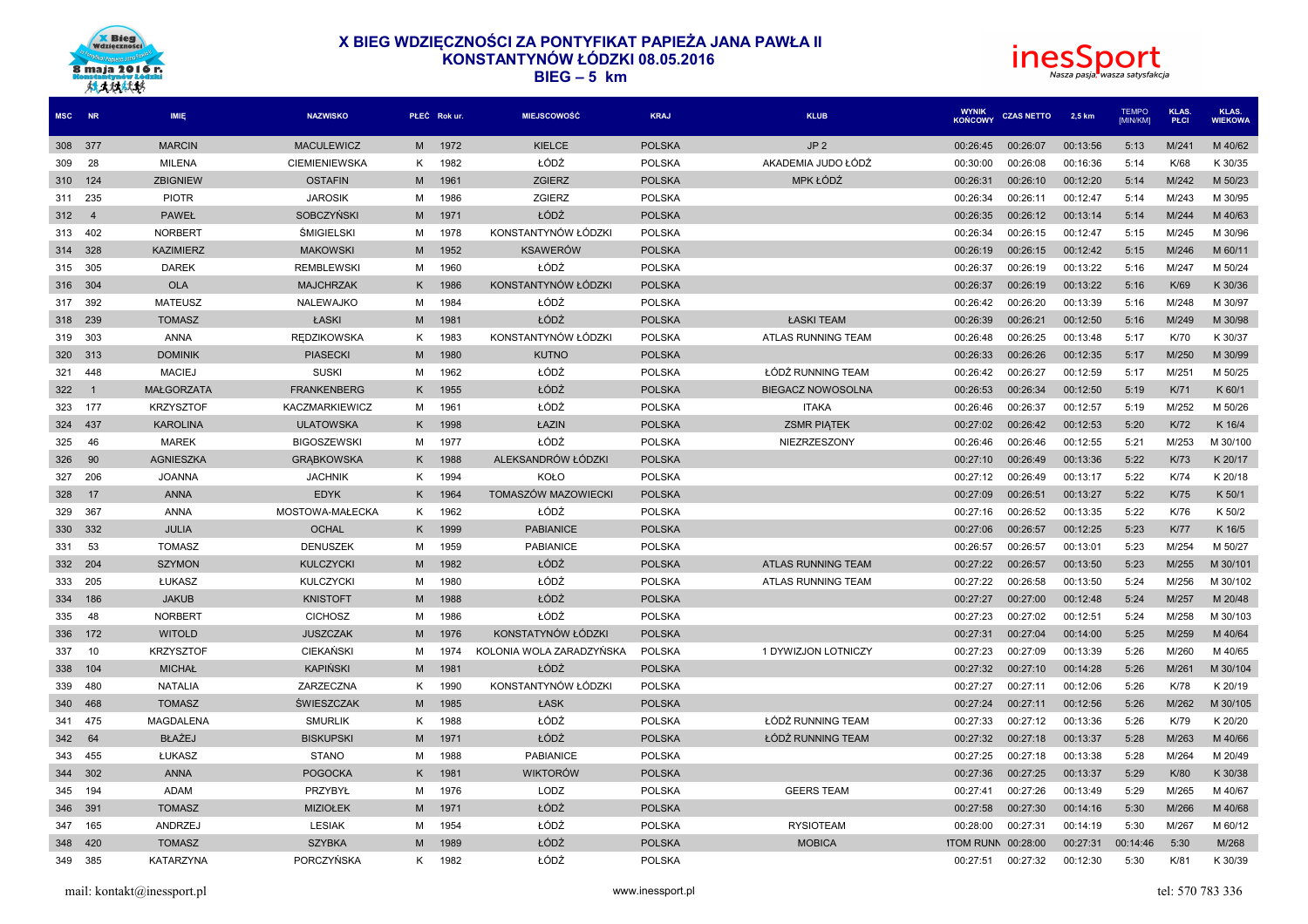# X BIEG WDZIĘCZNOŚCI ZA PONTYFIKAT PAPIEŻA JANA PAWŁA II
## KONSTANTYNÓW ŁÓDZKI 08.05.2016
## BIEG – 5 km

| MSC | NR | IMIĘ | NAZWISKO | PŁEĆ | Rok ur. | MIEJSCOWOŚĆ | KRAJ | KLUB | WYNIK KOŃCOWY | CZAS NETTO | 2,5 km | TEMPO [MIN/KM] | KLAS. PŁCI | KLAS. WIEKOWA |
|---|---|---|---|---|---|---|---|---|---|---|---|---|---|---|
| 308 | 377 | MARCIN | MACULEWICZ | M | 1972 | KIELCE | POLSKA | JP 2 | 00:26:45 | 00:26:07 | 00:13:56 | 5:13 | M/241 | M 40/62 |
| 309 | 28 | MILENA | CIEMIENIEWSKA | K | 1982 | ŁÓDŹ | POLSKA | AKADEMIA JUDO ŁÓDŹ | 00:30:00 | 00:26:08 | 00:16:36 | 5:14 | K/68 | K 30/35 |
| 310 | 124 | ZBIGNIEW | OSTAFIN | M | 1961 | ZGIERZ | POLSKA | MPK ŁÓDŹ | 00:26:31 | 00:26:10 | 00:12:20 | 5:14 | M/242 | M 50/23 |
| 311 | 235 | PIOTR | JAROSIK | M | 1986 | ZGIERZ | POLSKA | | 00:26:34 | 00:26:11 | 00:12:47 | 5:14 | M/243 | M 30/95 |
| 312 | 4 | PAWEŁ | SOBCZYŃSKI | M | 1971 | ŁÓDŹ | POLSKA | | 00:26:35 | 00:26:12 | 00:13:14 | 5:14 | M/244 | M 40/63 |
| 313 | 402 | NORBERT | ŚMIGIELSKI | M | 1978 | KONSTANTYNÓW ŁÓDZKI | POLSKA | | 00:26:34 | 00:26:15 | 00:12:47 | 5:15 | M/245 | M 30/96 |
| 314 | 328 | KAZIMIERZ | MAKOWSKI | M | 1952 | KSAWERÓW | POLSKA | | 00:26:19 | 00:26:15 | 00:12:42 | 5:15 | M/246 | M 60/11 |
| 315 | 305 | DAREK | REMBLEWSKI | M | 1960 | ŁÓDŹ | POLSKA | | 00:26:37 | 00:26:19 | 00:13:22 | 5:16 | M/247 | M 50/24 |
| 316 | 304 | OLA | MAJCHRZAK | K | 1986 | KONSTANTYNÓW ŁÓDZKI | POLSKA | | 00:26:37 | 00:26:19 | 00:13:22 | 5:16 | K/69 | K 30/36 |
| 317 | 392 | MATEUSZ | NALEWAJKO | M | 1984 | ŁÓDŹ | POLSKA | | 00:26:42 | 00:26:20 | 00:13:39 | 5:16 | M/248 | M 30/97 |
| 318 | 239 | TOMASZ | ŁASKI | M | 1981 | ŁÓDŹ | POLSKA | ŁASKI TEAM | 00:26:39 | 00:26:21 | 00:12:50 | 5:16 | M/249 | M 30/98 |
| 319 | 303 | ANNA | RĘDZIKOWSKA | K | 1983 | KONSTANTYNÓW ŁÓDZKI | POLSKA | ATLAS RUNNING TEAM | 00:26:48 | 00:26:25 | 00:13:48 | 5:17 | K/70 | K 30/37 |
| 320 | 313 | DOMINIK | PIASECKI | M | 1980 | KUTNO | POLSKA | | 00:26:33 | 00:26:26 | 00:12:35 | 5:17 | M/250 | M 30/99 |
| 321 | 448 | MACIEJ | SUSKI | M | 1962 | ŁÓDŹ | POLSKA | ŁÓDŹ RUNNING TEAM | 00:26:42 | 00:26:27 | 00:12:59 | 5:17 | M/251 | M 50/25 |
| 322 | 1 | MAŁGORZATA | FRANKENBERG | K | 1955 | ŁÓDŹ | POLSKA | BIEGACZ NOWOSOLNA | 00:26:53 | 00:26:34 | 00:12:50 | 5:19 | K/71 | K 60/1 |
| 323 | 177 | KRZYSZTOF | KACZMARKIEWICZ | M | 1961 | ŁÓDŹ | POLSKA | ITAKA | 00:26:46 | 00:26:37 | 00:12:57 | 5:19 | M/252 | M 50/26 |
| 324 | 437 | KAROLINA | ULATOWSKA | K | 1998 | ŁAZIN | POLSKA | ZSMR PIĄTEK | 00:27:02 | 00:26:42 | 00:12:53 | 5:20 | K/72 | K 16/4 |
| 325 | 46 | MAREK | BIGOSZEWSKI | M | 1977 | ŁÓDŹ | POLSKA | NIEZRZESZONY | 00:26:46 | 00:26:46 | 00:12:55 | 5:21 | M/253 | M 30/100 |
| 326 | 90 | AGNIESZKA | GRĄBKOWSKA | K | 1988 | ALEKSANDRÓW ŁÓDZKI | POLSKA | | 00:27:10 | 00:26:49 | 00:13:36 | 5:22 | K/73 | K 20/17 |
| 327 | 206 | JOANNA | JACHNIK | K | 1994 | KOŁO | POLSKA | | 00:27:12 | 00:26:49 | 00:13:17 | 5:22 | K/74 | K 20/18 |
| 328 | 17 | ANNA | EDYK | K | 1964 | TOMASZÓW MAZOWIECKI | POLSKA | | 00:27:09 | 00:26:51 | 00:13:27 | 5:22 | K/75 | K 50/1 |
| 329 | 367 | ANNA | MOSTOWA-MAŁECKA | K | 1962 | ŁÓDŹ | POLSKA | | 00:27:16 | 00:26:52 | 00:13:35 | 5:22 | K/76 | K 50/2 |
| 330 | 332 | JULIA | OCHAL | K | 1999 | PABIANICE | POLSKA | | 00:27:06 | 00:26:57 | 00:12:25 | 5:23 | K/77 | K 16/5 |
| 331 | 53 | TOMASZ | DENUSZEK | M | 1959 | PABIANICE | POLSKA | | 00:26:57 | 00:26:57 | 00:13:01 | 5:23 | M/254 | M 50/27 |
| 332 | 204 | SZYMON | KULCZYCKI | M | 1982 | ŁÓDŹ | POLSKA | ATLAS RUNNING TEAM | 00:27:22 | 00:26:57 | 00:13:50 | 5:23 | M/255 | M 30/101 |
| 333 | 205 | ŁUKASZ | KULCZYCKI | M | 1980 | ŁÓDŹ | POLSKA | ATLAS RUNNING TEAM | 00:27:22 | 00:26:58 | 00:13:50 | 5:24 | M/256 | M 30/102 |
| 334 | 186 | JAKUB | KNISTOFT | M | 1988 | ŁÓDŹ | POLSKA | | 00:27:27 | 00:27:00 | 00:12:48 | 5:24 | M/257 | M 20/48 |
| 335 | 48 | NORBERT | CICHOSZ | M | 1986 | ŁÓDŹ | POLSKA | | 00:27:23 | 00:27:02 | 00:12:51 | 5:24 | M/258 | M 30/103 |
| 336 | 172 | WITOLD | JUSZCZAK | M | 1976 | KONSTATYNÓW ŁÓDZKI | POLSKA | | 00:27:31 | 00:27:04 | 00:14:00 | 5:25 | M/259 | M 40/64 |
| 337 | 10 | KRZYSZTOF | CIEKAŃSKI | M | 1974 | KOLONIA WOLA ZARADZYŃSKA | POLSKA | 1 DYWIZJON LOTNICZY | 00:27:23 | 00:27:09 | 00:13:39 | 5:26 | M/260 | M 40/65 |
| 338 | 104 | MICHAŁ | KAPIŃSKI | M | 1981 | ŁÓDŹ | POLSKA | | 00:27:32 | 00:27:10 | 00:14:28 | 5:26 | M/261 | M 30/104 |
| 339 | 480 | NATALIA | ZARZECZNA | K | 1990 | KONSTANTYNÓW ŁÓDZKI | POLSKA | | 00:27:27 | 00:27:11 | 00:12:06 | 5:26 | K/78 | K 20/19 |
| 340 | 468 | TOMASZ | ŚWIESZCZAK | M | 1985 | ŁASK | POLSKA | | 00:27:24 | 00:27:11 | 00:12:56 | 5:26 | M/262 | M 30/105 |
| 341 | 475 | MAGDALENA | SMURLIK | K | 1988 | ŁÓDŹ | POLSKA | ŁÓDŹ RUNNING TEAM | 00:27:33 | 00:27:12 | 00:13:36 | 5:26 | K/79 | K 20/20 |
| 342 | 64 | BŁAŻEJ | BISKUPSKI | M | 1971 | ŁÓDŹ | POLSKA | ŁÓDŹ RUNNING TEAM | 00:27:32 | 00:27:18 | 00:13:37 | 5:28 | M/263 | M 40/66 |
| 343 | 455 | ŁUKASZ | STANO | M | 1988 | PABIANICE | POLSKA | | 00:27:25 | 00:27:18 | 00:13:38 | 5:28 | M/264 | M 20/49 |
| 344 | 302 | ANNA | POGOCKA | K | 1981 | WIKTORÓW | POLSKA | | 00:27:36 | 00:27:25 | 00:13:37 | 5:29 | K/80 | K 30/38 |
| 345 | 194 | ADAM | PRZYBYŁ | M | 1976 | LODZ | POLSKA | GEERS TEAM | 00:27:41 | 00:27:26 | 00:13:49 | 5:29 | M/265 | M 40/67 |
| 346 | 391 | TOMASZ | MIZIOŁEK | M | 1971 | ŁÓDŹ | POLSKA | | 00:27:58 | 00:27:30 | 00:14:16 | 5:30 | M/266 | M 40/68 |
| 347 | 165 | ANDRZEJ | LESIAK | M | 1954 | ŁÓDŹ | POLSKA | RYSIOTEAM | 00:28:00 | 00:27:31 | 00:14:19 | 5:30 | M/267 | M 60/12 |
| 348 | 420 | TOMASZ | SZYBKA | M | 1989 | ŁÓDŹ | POLSKA | MOBICA | ITOM RUNN 00:28:00 | 00:27:31 | 00:14:46 | 5:30 | M/268 | |
| 349 | 385 | KATARZYNA | PORCZYŃSKA | K | 1982 | ŁÓDŹ | POLSKA | | 00:27:51 | 00:27:32 | 00:12:30 | 5:30 | K/81 | K 30/39 |

mail: kontakt@inessport.pl www.inessport.pl tel: 570 783 336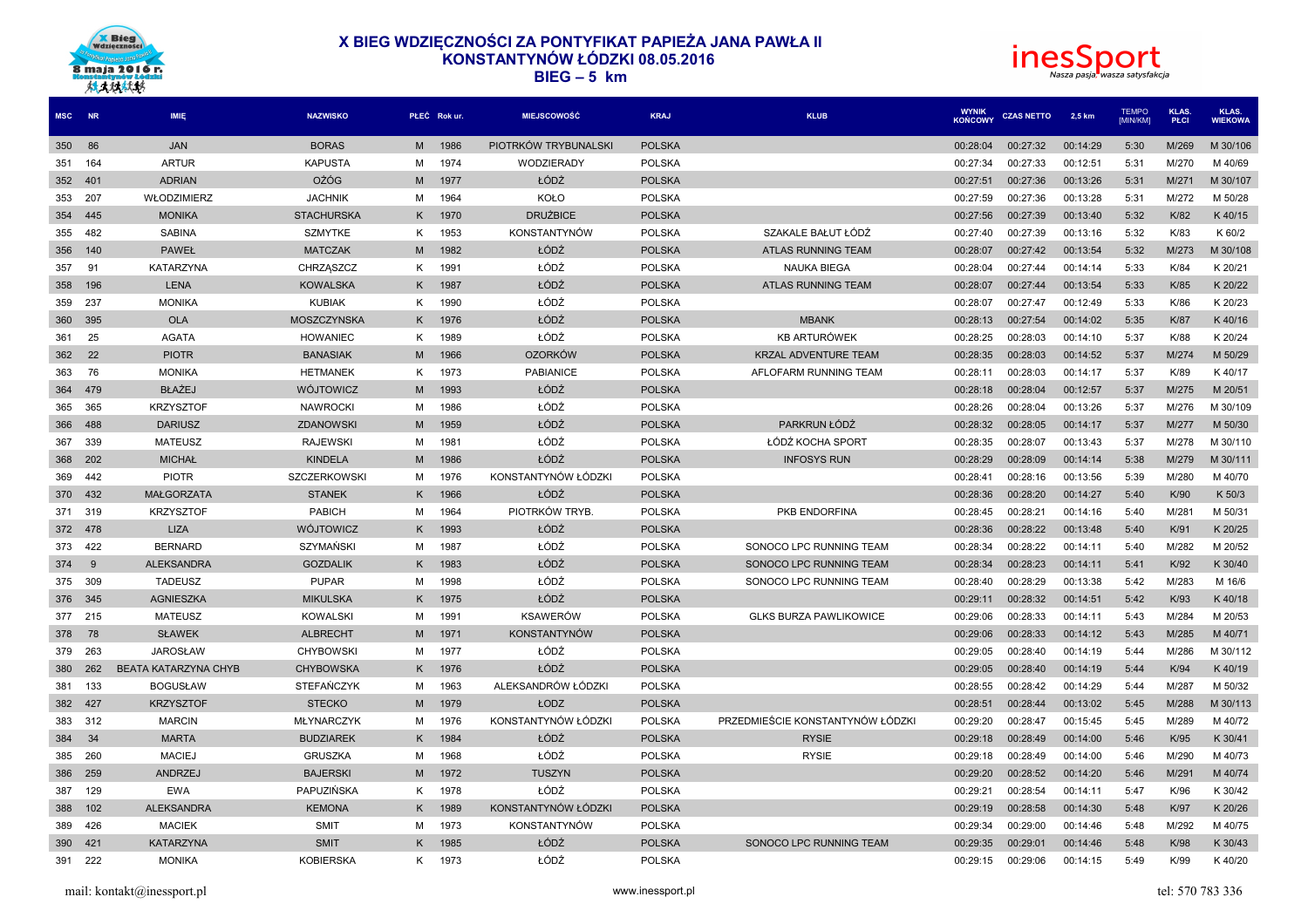# X BIEG WDZIĘCZNOŚCI ZA PONTYFIKAT PAPIEŻA JANA PAWŁA II

## KONSTANTYNÓW ŁÓDZKI 08.05.2016

### BIEG – 5 km

| MSC | NR | IMIĘ | NAZWISKO | PŁEĆ | Rok ur. | MIEJSCOWOŚĆ | KRAJ | KLUB | WYNIK KOŃCOWY | CZAS NETTO | 2,5 km | TEMPO [MIN/KM] | KLAS. PŁCI | KLAS. WIEKOWA |
|---|---|---|---|---|---|---|---|---|---|---|---|---|---|---|
| 350 | 86 | JAN | BORAS | M | 1986 | PIOTRKÓW TRYBUNALSKI | POLSKA | | 00:28:04 | 00:27:32 | 00:14:29 | 5:30 | M/269 | M 30/106 |
| 351 | 164 | ARTUR | KAPUSTA | M | 1974 | WODZIERADY | POLSKA | | 00:27:34 | 00:27:33 | 00:12:51 | 5:31 | M/270 | M 40/69 |
| 352 | 401 | ADRIAN | OŻÓG | M | 1977 | ŁÓDŹ | POLSKA | | 00:27:51 | 00:27:36 | 00:13:26 | 5:31 | M/271 | M 30/107 |
| 353 | 207 | WŁODZIMIERZ | JACHNIK | M | 1964 | KOŁO | POLSKA | | 00:27:59 | 00:27:36 | 00:13:28 | 5:31 | M/272 | M 50/28 |
| 354 | 445 | MONIKA | STACHURSKA | K | 1970 | DRUŻBICE | POLSKA | | 00:27:56 | 00:27:39 | 00:13:40 | 5:32 | K/82 | K 40/15 |
| 355 | 482 | SABINA | SZMYTKE | K | 1953 | KONSTANTYNÓW | POLSKA | SZAKALE BAŁUT ŁÓDŹ | 00:27:40 | 00:27:39 | 00:13:16 | 5:32 | K/83 | K 60/2 |
| 356 | 140 | PAWEŁ | MATCZAK | M | 1982 | ŁÓDŹ | POLSKA | ATLAS RUNNING TEAM | 00:28:07 | 00:27:42 | 00:13:54 | 5:32 | M/273 | M 30/108 |
| 357 | 91 | KATARZYNA | CHRZĄSZCZ | K | 1991 | ŁÓDŹ | POLSKA | NAUKA BIEGA | 00:28:04 | 00:27:44 | 00:14:14 | 5:33 | K/84 | K 20/21 |
| 358 | 196 | LENA | KOWALSKA | K | 1987 | ŁÓDŹ | POLSKA | ATLAS RUNNING TEAM | 00:28:07 | 00:27:44 | 00:13:54 | 5:33 | K/85 | K 20/22 |
| 359 | 237 | MONIKA | KUBIAK | K | 1990 | ŁÓDŹ | POLSKA | | 00:28:07 | 00:27:47 | 00:12:49 | 5:33 | K/86 | K 20/23 |
| 360 | 395 | OLA | MOSZCZYNSKA | K | 1976 | ŁÓDŹ | POLSKA | MBANK | 00:28:13 | 00:27:54 | 00:14:02 | 5:35 | K/87 | K 40/16 |
| 361 | 25 | AGATA | HOWANIEC | K | 1989 | ŁÓDŹ | POLSKA | KB ARTURÓWEK | 00:28:25 | 00:28:03 | 00:14:10 | 5:37 | K/88 | K 20/24 |
| 362 | 22 | PIOTR | BANASIAK | M | 1966 | OZORKÓW | POLSKA | KRZAL ADVENTURE TEAM | 00:28:35 | 00:28:03 | 00:14:52 | 5:37 | M/274 | M 50/29 |
| 363 | 76 | MONIKA | HETMANEK | K | 1973 | PABIANICE | POLSKA | AFLOFARM RUNNING TEAM | 00:28:11 | 00:28:03 | 00:14:17 | 5:37 | K/89 | K 40/17 |
| 364 | 479 | BŁAŻEJ | WÓJTOWICZ | M | 1993 | ŁÓDŹ | POLSKA | | 00:28:18 | 00:28:04 | 00:12:57 | 5:37 | M/275 | M 20/51 |
| 365 | 365 | KRZYSZTOF | NAWROCKI | M | 1986 | ŁÓDŹ | POLSKA | | 00:28:26 | 00:28:04 | 00:13:26 | 5:37 | M/276 | M 30/109 |
| 366 | 488 | DARIUSZ | ZDANOWSKI | M | 1959 | ŁÓDŹ | POLSKA | PARKRUN ŁÓDŹ | 00:28:32 | 00:28:05 | 00:14:17 | 5:37 | M/277 | M 50/30 |
| 367 | 339 | MATEUSZ | RAJEWSKI | M | 1981 | ŁÓDŹ | POLSKA | ŁÓDŹ KOCHA SPORT | 00:28:35 | 00:28:07 | 00:13:43 | 5:37 | M/278 | M 30/110 |
| 368 | 202 | MICHAŁ | KINDELA | M | 1986 | ŁÓDŹ | POLSKA | INFOSYS RUN | 00:28:29 | 00:28:09 | 00:14:14 | 5:38 | M/279 | M 30/111 |
| 369 | 442 | PIOTR | SZCZERKOWSKI | M | 1976 | KONSTANTYNÓW ŁÓDZKI | POLSKA | | 00:28:41 | 00:28:16 | 00:13:56 | 5:39 | M/280 | M 40/70 |
| 370 | 432 | MAŁGORZATA | STANEK | K | 1966 | ŁÓDŹ | POLSKA | | 00:28:36 | 00:28:20 | 00:14:27 | 5:40 | K/90 | K 50/3 |
| 371 | 319 | KRZYSZTOF | PABICH | M | 1964 | PIOTRKÓW TRYB. | POLSKA | PKB ENDORFINA | 00:28:45 | 00:28:21 | 00:14:16 | 5:40 | M/281 | M 50/31 |
| 372 | 478 | LIZA | WÓJTOWICZ | K | 1993 | ŁÓDŹ | POLSKA | | 00:28:36 | 00:28:22 | 00:13:48 | 5:40 | K/91 | K 20/25 |
| 373 | 422 | BERNARD | SZYMAŃSKI | M | 1987 | ŁÓDŹ | POLSKA | SONOCO LPC RUNNING TEAM | 00:28:34 | 00:28:22 | 00:14:11 | 5:40 | M/282 | M 20/52 |
| 374 | 9 | ALEKSANDRA | GOZDALIK | K | 1983 | ŁÓDŹ | POLSKA | SONOCO LPC RUNNING TEAM | 00:28:34 | 00:28:23 | 00:14:11 | 5:41 | K/92 | K 30/40 |
| 375 | 309 | TADEUSZ | PUPAR | M | 1998 | ŁÓDŹ | POLSKA | SONOCO LPC RUNNING TEAM | 00:28:40 | 00:28:29 | 00:13:38 | 5:42 | M/283 | M 16/6 |
| 376 | 345 | AGNIESZKA | MIKULSKA | K | 1975 | ŁÓDŹ | POLSKA | | 00:29:11 | 00:28:32 | 00:14:51 | 5:42 | K/93 | K 40/18 |
| 377 | 215 | MATEUSZ | KOWALSKI | M | 1991 | KSAWERÓW | POLSKA | GLKS BURZA PAWLIKOWICE | 00:29:06 | 00:28:33 | 00:14:11 | 5:43 | M/284 | M 20/53 |
| 378 | 78 | SŁAWEK | ALBRECHT | M | 1971 | KONSTANTYNÓW | POLSKA | | 00:29:06 | 00:28:33 | 00:14:12 | 5:43 | M/285 | M 40/71 |
| 379 | 263 | JAROSŁAW | CHYBOWSKI | M | 1977 | ŁÓDŹ | POLSKA | | 00:29:05 | 00:28:40 | 00:14:19 | 5:44 | M/286 | M 30/112 |
| 380 | 262 | BEATA KATARZYNA CHYB | CHYBOWSKA | K | 1976 | ŁÓDŹ | POLSKA | | 00:29:05 | 00:28:40 | 00:14:19 | 5:44 | K/94 | K 40/19 |
| 381 | 133 | BOGUSŁAW | STEFAŃCZYK | M | 1963 | ALEKSANDRÓW ŁÓDZKI | POLSKA | | 00:28:55 | 00:28:42 | 00:14:29 | 5:44 | M/287 | M 50/32 |
| 382 | 427 | KRZYSZTOF | STECKO | M | 1979 | ŁODZ | POLSKA | | 00:28:51 | 00:28:44 | 00:13:02 | 5:45 | M/288 | M 30/113 |
| 383 | 312 | MARCIN | MŁYNARCZYK | M | 1976 | KONSTANTYNÓW ŁÓDZKI | POLSKA | PRZEDMIEŚCIE KONSTANTYNÓW ŁÓDZKI | 00:29:20 | 00:28:47 | 00:15:45 | 5:45 | M/289 | M 40/72 |
| 384 | 34 | MARTA | BUDZIAREK | K | 1984 | ŁÓDŹ | POLSKA | RYSIE | 00:29:18 | 00:28:49 | 00:14:00 | 5:46 | K/95 | K 30/41 |
| 385 | 260 | MACIEJ | GRUSZKA | M | 1968 | ŁÓDŹ | POLSKA | RYSIE | 00:29:18 | 00:28:49 | 00:14:00 | 5:46 | M/290 | M 40/73 |
| 386 | 259 | ANDRZEJ | BAJERSKI | M | 1972 | TUSZYN | POLSKA | | 00:29:20 | 00:28:52 | 00:14:20 | 5:46 | M/291 | M 40/74 |
| 387 | 129 | EWA | PAPUZIŃSKA | K | 1978 | ŁÓDŹ | POLSKA | | 00:29:21 | 00:28:54 | 00:14:11 | 5:47 | K/96 | K 30/42 |
| 388 | 102 | ALEKSANDRA | KEMONA | K | 1989 | KONSTANTYNÓW ŁÓDZKI | POLSKA | | 00:29:19 | 00:28:58 | 00:14:30 | 5:48 | K/97 | K 20/26 |
| 389 | 426 | MACIEK | SMIT | M | 1973 | KONSTANTYNÓW | POLSKA | | 00:29:34 | 00:29:00 | 00:14:46 | 5:48 | M/292 | M 40/75 |
| 390 | 421 | KATARZYNA | SMIT | K | 1985 | ŁÓDŹ | POLSKA | SONOCO LPC RUNNING TEAM | 00:29:35 | 00:29:01 | 00:14:46 | 5:48 | K/98 | K 30/43 |
| 391 | 222 | MONIKA | KOBIERSKA | K | 1973 | ŁÓDŹ | POLSKA | | 00:29:15 | 00:29:06 | 00:14:15 | 5:49 | K/99 | K 40/20 |

mail: kontakt@inessport.pl www.inessport.pl tel: 570 783 336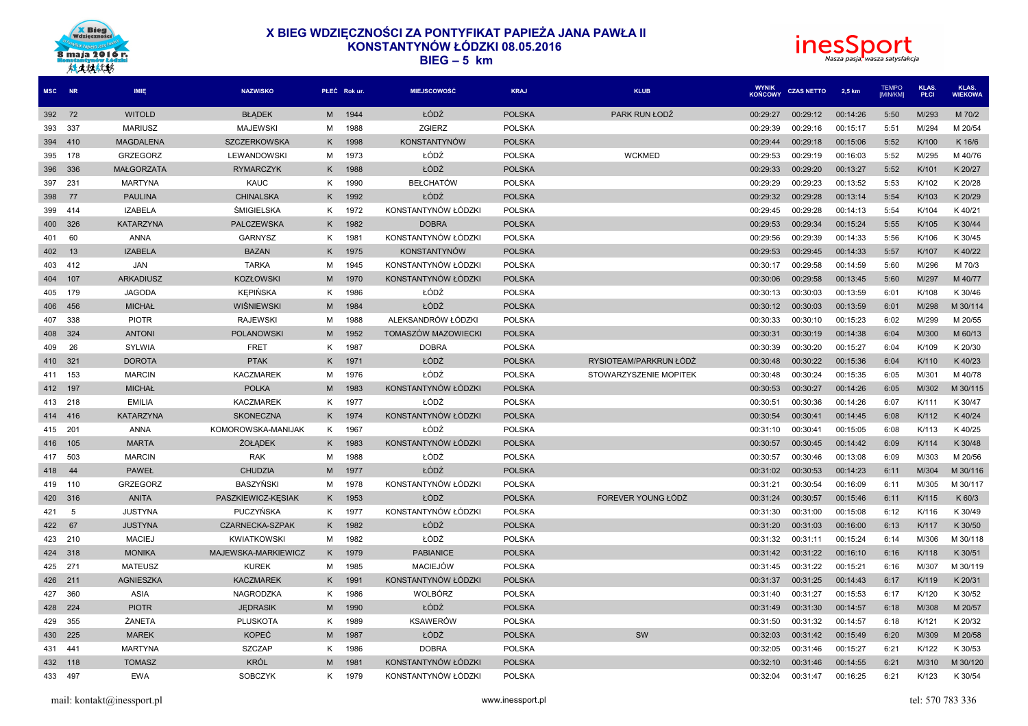# X BIEG WDZIĘCZNOŚCI ZA PONTYFIKAT PAPIEŻA JANA PAWŁA II
## KONSTANTYNÓW ŁÓDZKI 08.05.2016
## BIEG – 5 km

| MSC | NR | IMIĘ | NAZWISKO | PŁEĆ | Rok ur. | MIEJSCOWOŚĆ | KRAJ | KLUB | WYNIK KOŃCOWY | CZAS NETTO | 2,5 km | TEMPO [MIN/KM] | KLAS. PŁCI | KLAS. WIEKOWA |
|---|---|---|---|---|---|---|---|---|---|---|---|---|---|---|
| 392 | 72 | WITOLD | BŁĄDEK | M | 1944 | ŁÓDŹ | POLSKA | PARK RUN ŁODŹ | 00:29:27 | 00:29:12 | 00:14:26 | 5:50 | M/293 | M 70/2 |
| 393 | 337 | MARIUSZ | MAJEWSKI | M | 1988 | ZGIERZ | POLSKA | | 00:29:39 | 00:29:16 | 00:15:17 | 5:51 | M/294 | M 20/54 |
| 394 | 410 | MAGDALENA | SZCZERKOWSKA | K | 1998 | KONSTANTYNÓW | POLSKA | | 00:29:44 | 00:29:18 | 00:15:06 | 5:52 | K/100 | K 16/6 |
| 395 | 178 | GRZEGORZ | LEWANDOWSKI | M | 1973 | ŁÓDŹ | POLSKA | WCKMED | 00:29:53 | 00:29:19 | 00:16:03 | 5:52 | M/295 | M 40/76 |
| 396 | 336 | MAŁGORZATA | RYMARCZYK | K | 1988 | ŁÓDŹ | POLSKA | | 00:29:33 | 00:29:20 | 00:13:27 | 5:52 | K/101 | K 20/27 |
| 397 | 231 | MARTYNA | KAUC | K | 1990 | BEŁCHATÓW | POLSKA | | 00:29:29 | 00:29:23 | 00:13:52 | 5:53 | K/102 | K 20/28 |
| 398 | 77 | PAULINA | CHINALSKA | K | 1992 | ŁÓDŹ | POLSKA | | 00:29:32 | 00:29:28 | 00:13:14 | 5:54 | K/103 | K 20/29 |
| 399 | 414 | IZABELA | ŚMIGIELSKA | K | 1972 | KONSTANTYNÓW ŁÓDZKI | POLSKA | | 00:29:45 | 00:29:28 | 00:14:13 | 5:54 | K/104 | K 40/21 |
| 400 | 326 | KATARZYNA | PALCZEWSKA | K | 1982 | DOBRA | POLSKA | | 00:29:53 | 00:29:34 | 00:15:24 | 5:55 | K/105 | K 30/44 |
| 401 | 60 | ANNA | GARNYSZ | K | 1981 | KONSTANTYNÓW ŁÓDZKI | POLSKA | | 00:29:56 | 00:29:39 | 00:14:33 | 5:56 | K/106 | K 30/45 |
| 402 | 13 | IZABELA | BAZAN | K | 1975 | KONSTANTYNÓW | POLSKA | | 00:29:53 | 00:29:45 | 00:14:33 | 5:57 | K/107 | K 40/22 |
| 403 | 412 | JAN | TARKA | M | 1945 | KONSTANTYNÓW ŁÓDZKI | POLSKA | | 00:30:17 | 00:29:58 | 00:14:59 | 5:60 | M/296 | M 70/3 |
| 404 | 107 | ARKADIUSZ | KOZŁOWSKI | M | 1970 | KONSTANTYNÓW ŁÓDZKI | POLSKA | | 00:30:06 | 00:29:58 | 00:13:45 | 5:60 | M/297 | M 40/77 |
| 405 | 179 | JAGODA | KĘPIŃSKA | K | 1986 | ŁÓDŹ | POLSKA | | 00:30:13 | 00:30:03 | 00:13:59 | 6:01 | K/108 | K 30/46 |
| 406 | 456 | MICHAŁ | WIŚNIEWSKI | M | 1984 | ŁÓDŹ | POLSKA | | 00:30:12 | 00:30:03 | 00:13:59 | 6:01 | M/298 | M 30/114 |
| 407 | 338 | PIOTR | RAJEWSKI | M | 1988 | ALEKSANDRÓW ŁÓDZKI | POLSKA | | 00:30:33 | 00:30:10 | 00:15:23 | 6:02 | M/299 | M 20/55 |
| 408 | 324 | ANTONI | POLANOWSKI | M | 1952 | TOMASZÓW MAZOWIECKI | POLSKA | | 00:30:31 | 00:30:19 | 00:14:38 | 6:04 | M/300 | M 60/13 |
| 409 | 26 | SYLWIA | FRET | K | 1987 | DOBRA | POLSKA | | 00:30:39 | 00:30:20 | 00:15:27 | 6:04 | K/109 | K 20/30 |
| 410 | 321 | DOROTA | PTAK | K | 1971 | ŁÓDŹ | POLSKA | RYSIOTEAM/PARKRUN ŁÓDŹ | 00:30:48 | 00:30:22 | 00:15:36 | 6:04 | K/110 | K 40/23 |
| 411 | 153 | MARCIN | KACZMAREK | M | 1976 | ŁÓDŹ | POLSKA | STOWARZYSZENIE MOPITEK | 00:30:48 | 00:30:24 | 00:15:35 | 6:05 | M/301 | M 40/78 |
| 412 | 197 | MICHAŁ | POLKA | M | 1983 | KONSTANTYNÓW ŁÓDZKI | POLSKA | | 00:30:53 | 00:30:27 | 00:14:26 | 6:05 | M/302 | M 30/115 |
| 413 | 218 | EMILIA | KACZMAREK | K | 1977 | ŁÓDŹ | POLSKA | | 00:30:51 | 00:30:36 | 00:14:26 | 6:07 | K/111 | K 30/47 |
| 414 | 416 | KATARZYNA | SKONECZNA | K | 1974 | KONSTANTYNÓW ŁÓDZKI | POLSKA | | 00:30:54 | 00:30:41 | 00:14:45 | 6:08 | K/112 | K 40/24 |
| 415 | 201 | ANNA | KOMOROWSKA-MANIJAK | K | 1967 | ŁÓDŹ | POLSKA | | 00:31:10 | 00:30:41 | 00:15:05 | 6:08 | K/113 | K 40/25 |
| 416 | 105 | MARTA | ŻOŁĄDEK | K | 1983 | KONSTANTYNÓW ŁÓDZKI | POLSKA | | 00:30:57 | 00:30:45 | 00:14:42 | 6:09 | K/114 | K 30/48 |
| 417 | 503 | MARCIN | RAK | M | 1988 | ŁÓDŹ | POLSKA | | 00:30:57 | 00:30:46 | 00:13:08 | 6:09 | M/303 | M 20/56 |
| 418 | 44 | PAWEŁ | CHUDZIA | M | 1977 | ŁÓDŹ | POLSKA | | 00:31:02 | 00:30:53 | 00:14:23 | 6:11 | M/304 | M 30/116 |
| 419 | 110 | GRZEGORZ | BASZYŃSKI | M | 1978 | KONSTANTYNÓW ŁÓDZKI | POLSKA | | 00:31:21 | 00:30:54 | 00:16:09 | 6:11 | M/305 | M 30/117 |
| 420 | 316 | ANITA | PASZKIEWICZ-KĘSIAK | K | 1953 | ŁÓDŹ | POLSKA | FOREVER YOUNG ŁÓDŹ | 00:31:24 | 00:30:57 | 00:15:46 | 6:11 | K/115 | K 60/3 |
| 421 | 5 | JUSTYNA | PUCZYŃSKA | K | 1977 | KONSTANTYNÓW ŁÓDZKI | POLSKA | | 00:31:30 | 00:31:00 | 00:15:08 | 6:12 | K/116 | K 30/49 |
| 422 | 67 | JUSTYNA | CZARNECKA-SZPAK | K | 1982 | ŁÓDŹ | POLSKA | | 00:31:20 | 00:31:03 | 00:16:00 | 6:13 | K/117 | K 30/50 |
| 423 | 210 | MACIEJ | KWIATKOWSKI | M | 1982 | ŁÓDŹ | POLSKA | | 00:31:32 | 00:31:11 | 00:15:24 | 6:14 | M/306 | M 30/118 |
| 424 | 318 | MONIKA | MAJEWSKA-MARKIEWICZ | K | 1979 | PABIANICE | POLSKA | | 00:31:42 | 00:31:22 | 00:16:10 | 6:16 | K/118 | K 30/51 |
| 425 | 271 | MATEUSZ | KUREK | M | 1985 | MACIEJÓW | POLSKA | | 00:31:45 | 00:31:22 | 00:15:21 | 6:16 | M/307 | M 30/119 |
| 426 | 211 | AGNIESZKA | KACZMAREK | K | 1991 | KONSTANTYNÓW ŁÓDZKI | POLSKA | | 00:31:37 | 00:31:25 | 00:14:43 | 6:17 | K/119 | K 20/31 |
| 427 | 360 | ASIA | NAGRODZKA | K | 1986 | WOLBÓRZ | POLSKA | | 00:31:40 | 00:31:27 | 00:15:53 | 6:17 | K/120 | K 30/52 |
| 428 | 224 | PIOTR | JĘDRASIK | M | 1990 | ŁÓDŹ | POLSKA | | 00:31:49 | 00:31:30 | 00:14:57 | 6:18 | M/308 | M 20/57 |
| 429 | 355 | ŻANETA | PLUSKOTA | K | 1989 | KSAWERÓW | POLSKA | | 00:31:50 | 00:31:32 | 00:14:57 | 6:18 | K/121 | K 20/32 |
| 430 | 225 | MAREK | KOPEĆ | M | 1987 | ŁÓDŹ | POLSKA | SW | 00:32:03 | 00:31:42 | 00:15:49 | 6:20 | M/309 | M 20/58 |
| 431 | 441 | MARTYNA | SZCZAP | K | 1986 | DOBRA | POLSKA | | 00:32:05 | 00:31:46 | 00:15:27 | 6:21 | K/122 | K 30/53 |
| 432 | 118 | TOMASZ | KRÓL | M | 1981 | KONSTANTYNÓW ŁÓDZKI | POLSKA | | 00:32:10 | 00:31:46 | 00:14:55 | 6:21 | M/310 | M 30/120 |
| 433 | 497 | EWA | SOBCZYK | K | 1979 | KONSTANTYNÓW ŁÓDZKI | POLSKA | | 00:32:04 | 00:31:47 | 00:16:25 | 6:21 | K/123 | K 30/54 |

mail: kontakt@inessport.pl www.inessport.pl tel: 570 783 336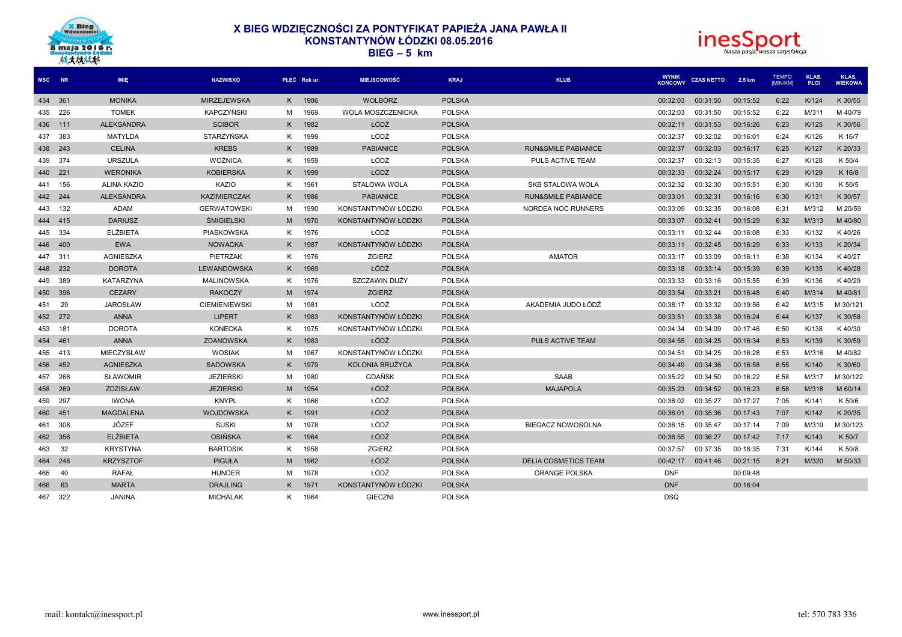# X BIEG WDZIĘCZNOŚCI ZA PONTYFIKAT PAPIEŻA JANA PAWŁA II
## KONSTANTYNÓW ŁÓDZKI 08.05.2016
## BIEG – 5 km

| MSC | NR | IMIĘ | NAZWISKO | PŁEĆ | Rok ur. | MIEJSCOWOŚĆ | KRAJ | KLUB | WYNIK KOŃCOWY | CZAS NETTO | 2,5 km | TEMPO [MIN/KM] | KLAS. PŁCI | KLAS. WIEKOWA |
|---|---|---|---|---|---|---|---|---|---|---|---|---|---|---|
| 434 | 361 | MONIKA | MIRZEJEWSKA | K | 1986 | WOLBÓRZ | POLSKA | | 00:32:03 | 00:31:50 | 00:15:52 | 6:22 | K/124 | K 30/55 |
| 435 | 226 | TOMEK | KAPCZYŃSKI | M | 1969 | WOLA MOSZCZENICKA | POLSKA | | 00:32:03 | 00:31:50 | 00:15:52 | 6:22 | M/311 | M 40/79 |
| 436 | 111 | ALEKSANDRA | SCIBOR | K | 1982 | ŁÓDŹ | POLSKA | | 00:32:11 | 00:31:53 | 00:16:26 | 6:23 | K/125 | K 30/56 |
| 437 | 383 | MATYLDA | STARZYŃSKA | K | 1999 | ŁÓDŹ | POLSKA | | 00:32:37 | 00:32:02 | 00:16:01 | 6:24 | K/126 | K 16/7 |
| 438 | 243 | CELINA | KREBS | K | 1989 | PABIANICE | POLSKA | RUN&SMILE PABIANICE | 00:32:37 | 00:32:03 | 00:16:17 | 6:25 | K/127 | K 20/33 |
| 439 | 374 | URSZULA | WOŹNICA | K | 1959 | ŁÓDŹ | POLSKA | PULS ACTIVE TEAM | 00:32:37 | 00:32:13 | 00:15:35 | 6:27 | K/128 | K 50/4 |
| 440 | 221 | WERONIKA | KOBIERSKA | K | 1999 | ŁÓDŹ | POLSKA | | 00:32:33 | 00:32:24 | 00:15:17 | 6:29 | K/129 | K 16/8 |
| 441 | 156 | ALINA KAZIO | KAZIO | K | 1961 | STALOWA WOLA | POLSKA | SKB STALOWA WOLA | 00:32:32 | 00:32:30 | 00:15:51 | 6:30 | K/130 | K 50/5 |
| 442 | 244 | ALEKSANDRA | KAZIMIERCZAK | K | 1986 | PABIANICE | POLSKA | RUN&SMILE PABIANICE | 00:33:01 | 00:32:31 | 00:16:16 | 6:30 | K/131 | K 30/57 |
| 443 | 132 | ADAM | GERWATOWSKI | M | 1990 | KONSTANTYNÓW ŁÓDZKI | POLSKA | NORDEA NOC RUNNERS | 00:33:09 | 00:32:35 | 00:16:08 | 6:31 | M/312 | M 20/59 |
| 444 | 415 | DARIUSZ | ŚMIGIELSKI | M | 1970 | KONSTANTYNÓW ŁODZKI | POLSKA | | 00:33:07 | 00:32:41 | 00:15:29 | 6:32 | M/313 | M 40/80 |
| 445 | 334 | ELŻBIETA | PIASKOWSKA | K | 1976 | ŁÓDŹ | POLSKA | | 00:33:11 | 00:32:44 | 00:16:08 | 6:33 | K/132 | K 40/26 |
| 446 | 400 | EWA | NOWACKA | K | 1987 | KONSTANTYNÓW ŁÓDZKI | POLSKA | | 00:33:11 | 00:32:45 | 00:16:29 | 6:33 | K/133 | K 20/34 |
| 447 | 311 | AGNIESZKA | PIETRZAK | K | 1976 | ZGIERZ | POLSKA | AMATOR | 00:33:17 | 00:33:09 | 00:16:11 | 6:38 | K/134 | K 40/27 |
| 448 | 232 | DOROTA | LEWANDOWSKA | K | 1969 | ŁÓDŹ | POLSKA | | 00:33:18 | 00:33:14 | 00:15:39 | 6:39 | K/135 | K 40/28 |
| 449 | 389 | KATARZYNA | MALINOWSKA | K | 1976 | SZCZAWIN DUŻY | POLSKA | | 00:33:33 | 00:33:16 | 00:15:55 | 6:39 | K/136 | K 40/29 |
| 450 | 396 | CEZARY | RAKOCZY | M | 1974 | ZGIERZ | POLSKA | | 00:33:54 | 00:33:21 | 00:16:48 | 6:40 | M/314 | M 40/81 |
| 451 | 29 | JAROSŁAW | CIEMIENIEWSKI | M | 1981 | ŁÓDŹ | POLSKA | AKADEMIA JUDO ŁÓDŹ | 00:38:17 | 00:33:32 | 00:19:56 | 6:42 | M/315 | M 30/121 |
| 452 | 272 | ANNA | LIPERT | K | 1983 | KONSTANTYNÓW ŁÓDZKI | POLSKA | | 00:33:51 | 00:33:38 | 00:16:24 | 6:44 | K/137 | K 30/58 |
| 453 | 181 | DOROTA | KONECKA | K | 1975 | KONSTANTYNÓW ŁÓDZKI | POLSKA | | 00:34:34 | 00:34:09 | 00:17:46 | 6:50 | K/138 | K 40/30 |
| 454 | 461 | ANNA | ZDANOWSKA | K | 1983 | ŁÓDŹ | POLSKA | PULS ACTIVE TEAM | 00:34:55 | 00:34:25 | 00:16:34 | 6:53 | K/139 | K 30/59 |
| 455 | 413 | MIECZYSŁAW | WOSIAK | M | 1967 | KONSTANTYNÓW ŁÓDZKI | POLSKA | | 00:34:51 | 00:34:25 | 00:16:28 | 6:53 | M/316 | M 40/82 |
| 456 | 452 | AGNIESZKA | SADOWSKA | K | 1979 | KOLONIA BRUŻYCA | POLSKA | | 00:34:49 | 00:34:36 | 00:16:58 | 6:55 | K/140 | K 30/60 |
| 457 | 268 | SŁAWOMIR | JEZIERSKI | M | 1980 | GDAŃSK | POLSKA | SAAB | 00:35:22 | 00:34:50 | 00:16:22 | 6:58 | M/317 | M 30/122 |
| 458 | 269 | ZDZISŁAW | JEZIERSKI | M | 1954 | ŁÓDŹ | POLSKA | MAJAPOLA | 00:35:23 | 00:34:52 | 00:16:23 | 6:58 | M/318 | M 60/14 |
| 459 | 297 | IWONA | KNYPL | K | 1966 | ŁÓDŹ | POLSKA | | 00:36:02 | 00:35:27 | 00:17:27 | 7:05 | K/141 | K 50/6 |
| 460 | 451 | MAGDALENA | WOJDOWSKA | K | 1991 | ŁÓDŹ | POLSKA | | 00:36:01 | 00:35:36 | 00:17:43 | 7:07 | K/142 | K 20/35 |
| 461 | 308 | JÓZEF | SUSKI | M | 1978 | ŁÓDŹ | POLSKA | BIEGACZ NOWOSOLNA | 00:36:15 | 00:35:47 | 00:17:14 | 7:09 | M/319 | M 30/123 |
| 462 | 356 | ELŻBIETA | OSIŃSKA | K | 1964 | ŁÓDŹ | POLSKA | | 00:36:55 | 00:36:27 | 00:17:42 | 7:17 | K/143 | K 50/7 |
| 463 | 32 | KRYSTYNA | BARTOSIK | K | 1958 | ZGIERZ | POLSKA | | 00:37:57 | 00:37:35 | 00:18:35 | 7:31 | K/144 | K 50/8 |
| 464 | 248 | KRZYSZTOF | PIGUŁA | M | 1962 | ŁÓDŹ | POLSKA | DELIA COSMETICS TEAM | 00:42:17 | 00:41:46 | 00:21:15 | 8:21 | M/320 | M 50/33 |
| 465 | 40 | RAFAŁ | HUNDER | M | 1978 | ŁÓDŹ | POLSKA | ORANGE POLSKA | DNF | | 00:09:48 | | | |
| 466 | 63 | MARTA | DRAJLING | K | 1971 | KONSTANTYNÓW ŁÓDZKI | POLSKA | | DNF | | 00:16:04 | | | |
| 467 | 322 | JANINA | MICHALAK | K | 1964 | GIECZNI | POLSKA | | DSQ | | | | | |

mail: kontakt@inessport.pl www.inessport.pl tel: 570 783 336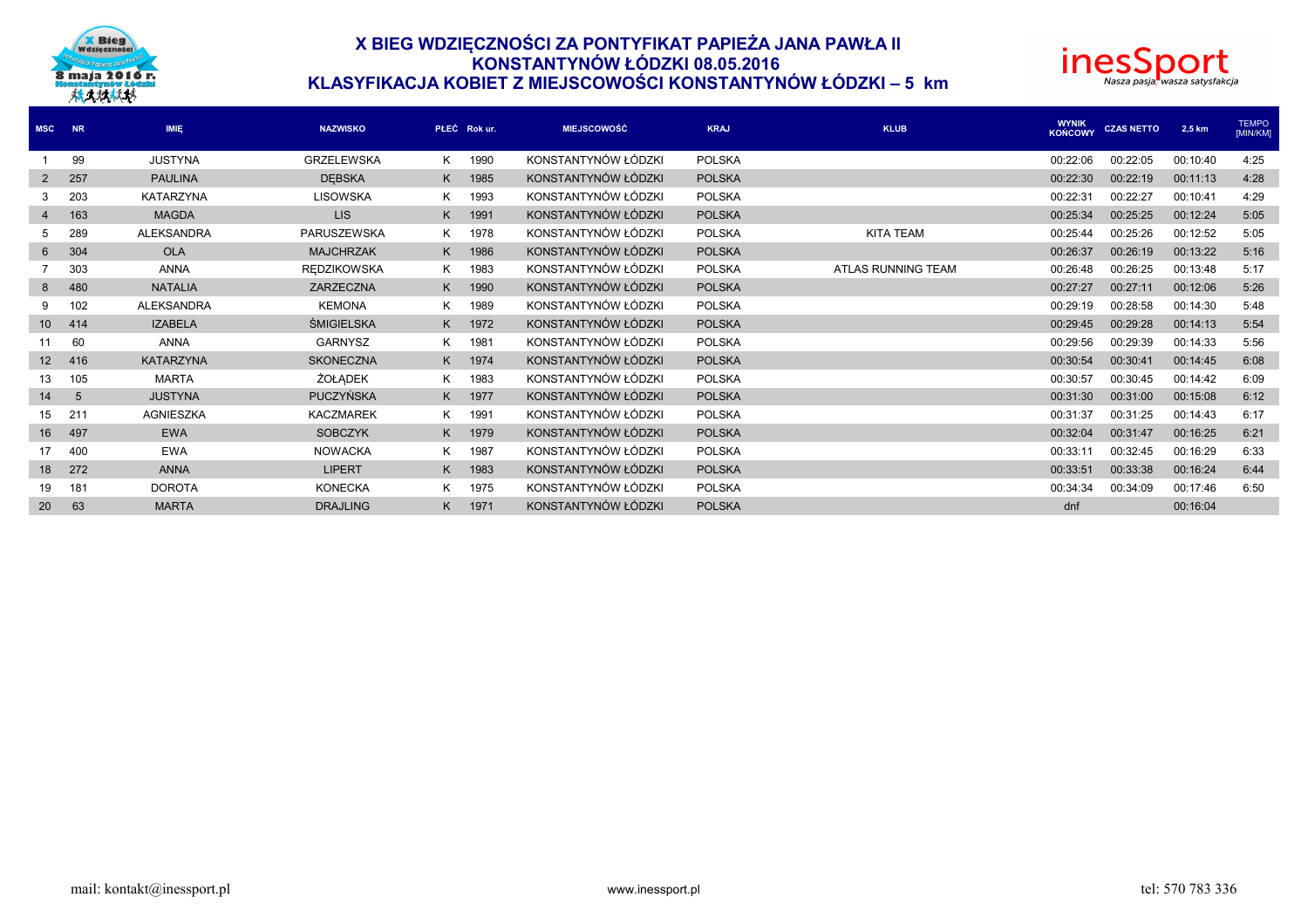# X BIEG WDZIĘCZNOŚCI ZA PONTYFIKAT PAPIEŻA JANA PAWŁA II
## KONSTANTYNÓW ŁÓDZKI 08.05.2016
## KLASYFIKACJA KOBIET Z MIEJSCOWOŚCI KONSTANTYNÓW ŁÓDZKI – 5 km

| MSC | NR | IMIĘ | NAZWISKO | PŁEĆ | Rok ur. | MIEJSCOWOŚĆ | KRAJ | KLUB | WYNIK KOŃCOWY | CZAS NETTO | 2,5 km | TEMPO [MIN/KM] |
|---|---|---|---|---|---|---|---|---|---|---|---|---|
| 1 | 99 | JUSTYNA | GRZELEWSKA | K | 1990 | KONSTANTYNÓW ŁÓDZKI | POLSKA | | 00:22:06 | 00:22:05 | 00:10:40 | 4:25 |
| 2 | 257 | PAULINA | DĘBSKA | K | 1985 | KONSTANTYNÓW ŁÓDZKI | POLSKA | | 00:22:30 | 00:22:19 | 00:11:13 | 4:28 |
| 3 | 203 | KATARZYNA | LISOWSKA | K | 1993 | KONSTANTYNÓW ŁÓDZKI | POLSKA | | 00:22:31 | 00:22:27 | 00:10:41 | 4:29 |
| 4 | 163 | MAGDA | LIS | K | 1991 | KONSTANTYNÓW ŁÓDZKI | POLSKA | | 00:25:34 | 00:25:25 | 00:12:24 | 5:05 |
| 5 | 289 | ALEKSANDRA | PARUSZEWSKA | K | 1978 | KONSTANTYNÓW ŁÓDZKI | POLSKA | KITA TEAM | 00:25:44 | 00:25:26 | 00:12:52 | 5:05 |
| 6 | 304 | OLA | MAJCHRZAK | K | 1986 | KONSTANTYNÓW ŁÓDZKI | POLSKA | | 00:26:37 | 00:26:19 | 00:13:22 | 5:16 |
| 7 | 303 | ANNA | RĘDZIKOWSKA | K | 1983 | KONSTANTYNÓW ŁÓDZKI | POLSKA | ATLAS RUNNING TEAM | 00:26:48 | 00:26:25 | 00:13:48 | 5:17 |
| 8 | 480 | NATALIA | ZARZECZNA | K | 1990 | KONSTANTYNÓW ŁÓDZKI | POLSKA | | 00:27:27 | 00:27:11 | 00:12:06 | 5:26 |
| 9 | 102 | ALEKSANDRA | KEMONA | K | 1989 | KONSTANTYNÓW ŁÓDZKI | POLSKA | | 00:29:19 | 00:28:58 | 00:14:30 | 5:48 |
| 10 | 414 | IZABELA | ŚMIGIELSKA | K | 1972 | KONSTANTYNÓW ŁÓDZKI | POLSKA | | 00:29:45 | 00:29:28 | 00:14:13 | 5:54 |
| 11 | 60 | ANNA | GARNYSZ | K | 1981 | KONSTANTYNÓW ŁÓDZKI | POLSKA | | 00:29:56 | 00:29:39 | 00:14:33 | 5:56 |
| 12 | 416 | KATARZYNA | SKONECZNA | K | 1974 | KONSTANTYNÓW ŁÓDZKI | POLSKA | | 00:30:54 | 00:30:41 | 00:14:45 | 6:08 |
| 13 | 105 | MARTA | ŻOŁĄDEK | K | 1983 | KONSTANTYNÓW ŁÓDZKI | POLSKA | | 00:30:57 | 00:30:45 | 00:14:42 | 6:09 |
| 14 | 5 | JUSTYNA | PUCZYŃSKA | K | 1977 | KONSTANTYNÓW ŁÓDZKI | POLSKA | | 00:31:30 | 00:31:00 | 00:15:08 | 6:12 |
| 15 | 211 | AGNIESZKA | KACZMAREK | K | 1991 | KONSTANTYNÓW ŁÓDZKI | POLSKA | | 00:31:37 | 00:31:25 | 00:14:43 | 6:17 |
| 16 | 497 | EWA | SOBCZYK | K | 1979 | KONSTANTYNÓW ŁÓDZKI | POLSKA | | 00:32:04 | 00:31:47 | 00:16:25 | 6:21 |
| 17 | 400 | EWA | NOWACKA | K | 1987 | KONSTANTYNÓW ŁÓDZKI | POLSKA | | 00:33:11 | 00:32:45 | 00:16:29 | 6:33 |
| 18 | 272 | ANNA | LIPERT | K | 1983 | KONSTANTYNÓW ŁÓDZKI | POLSKA | | 00:33:51 | 00:33:38 | 00:16:24 | 6:44 |
| 19 | 181 | DOROTA | KONECKA | K | 1975 | KONSTANTYNÓW ŁÓDZKI | POLSKA | | 00:34:34 | 00:34:09 | 00:17:46 | 6:50 |
| 20 | 63 | MARTA | DRAJLING | K | 1971 | KONSTANTYNÓW ŁÓDZKI | POLSKA | | dnf | | 00:16:04 | |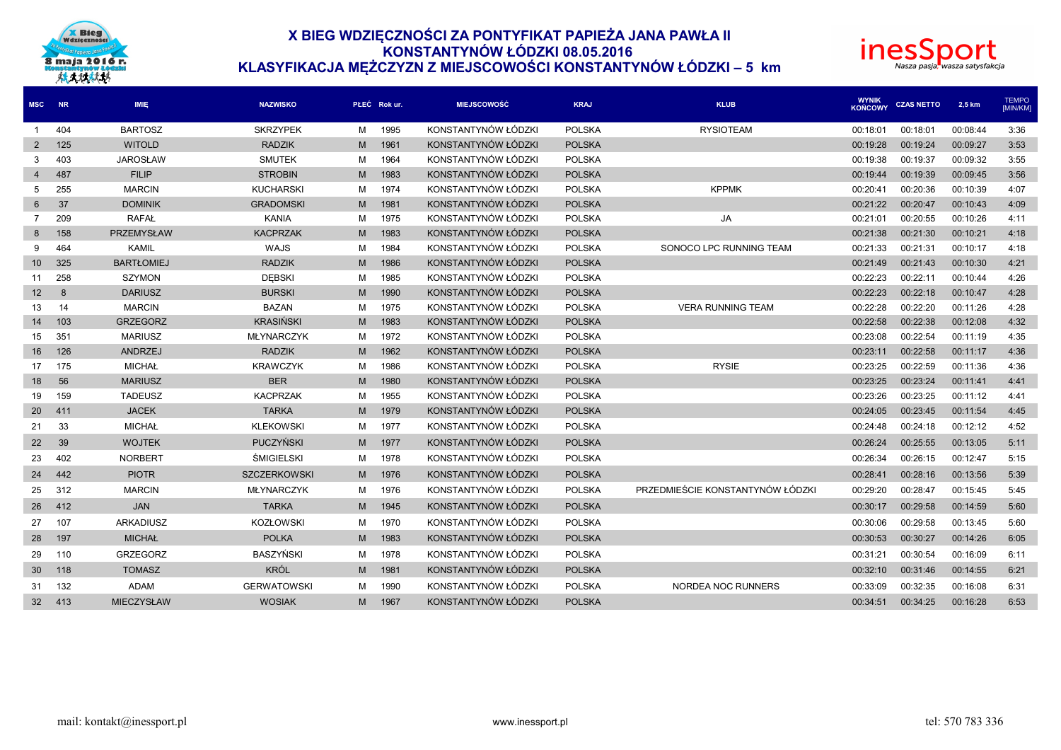# X BIEG WDZIĘCZNOŚCI ZA PONTYFIKAT PAPIEŻA JANA PAWŁA II
## KONSTANTYNÓW ŁÓDZKI 08.05.2016
## KLASYFIKACJA MĘŻCZYZN Z MIEJSCOWOŚCI KONSTANTYNÓW ŁÓDZKI – 5 km

| MSC | NR | IMIĘ | NAZWISKO | PŁEĆ | Rok ur. | MIEJSCOWOŚĆ | KRAJ | KLUB | WYNIK KOŃCOWY | CZAS NETTO | 2,5 km | TEMPO [MIN/KM] |
|---|---|---|---|---|---|---|---|---|---|---|---|---|
| 1 | 404 | BARTOSZ | SKRZYPEK | M | 1995 | KONSTANTYNÓW ŁÓDZKI | POLSKA | RYSIOTEAM | 00:18:01 | 00:18:01 | 00:08:44 | 3:36 |
| 2 | 125 | WITOLD | RADZIK | M | 1961 | KONSTANTYNÓW ŁÓDZKI | POLSKA | | 00:19:28 | 00:19:24 | 00:09:27 | 3:53 |
| 3 | 403 | JAROSŁAW | SMUTEK | M | 1964 | KONSTANTYNÓW ŁÓDZKI | POLSKA | | 00:19:38 | 00:19:37 | 00:09:32 | 3:55 |
| 4 | 487 | FILIP | STROBIN | M | 1983 | KONSTANTYNÓW ŁÓDZKI | POLSKA | | 00:19:44 | 00:19:39 | 00:09:45 | 3:56 |
| 5 | 255 | MARCIN | KUCHARSKI | M | 1974 | KONSTANTYNÓW ŁÓDZKI | POLSKA | KPPMK | 00:20:41 | 00:20:36 | 00:10:39 | 4:07 |
| 6 | 37 | DOMINIK | GRADOMSKI | M | 1981 | KONSTANTYNÓW ŁÓDZKI | POLSKA | | 00:21:22 | 00:20:47 | 00:10:43 | 4:09 |
| 7 | 209 | RAFAŁ | KANIA | M | 1975 | KONSTANTYNÓW ŁÓDZKI | POLSKA | JA | 00:21:01 | 00:20:55 | 00:10:26 | 4:11 |
| 8 | 158 | PRZEMYSŁAW | KACPRZAK | M | 1983 | KONSTANTYNÓW ŁÓDZKI | POLSKA | | 00:21:38 | 00:21:30 | 00:10:21 | 4:18 |
| 9 | 464 | KAMIL | WAJS | M | 1984 | KONSTANTYNÓW ŁÓDZKI | POLSKA | SONOCO LPC RUNNING TEAM | 00:21:33 | 00:21:31 | 00:10:17 | 4:18 |
| 10 | 325 | BARTŁOMIEJ | RADZIK | M | 1986 | KONSTANTYNÓW ŁÓDZKI | POLSKA | | 00:21:49 | 00:21:43 | 00:10:30 | 4:21 |
| 11 | 258 | SZYMON | DĘBSKI | M | 1985 | KONSTANTYNÓW ŁÓDZKI | POLSKA | | 00:22:23 | 00:22:11 | 00:10:44 | 4:26 |
| 12 | 8 | DARIUSZ | BURSKI | M | 1990 | KONSTANTYNÓW ŁÓDZKI | POLSKA | | 00:22:23 | 00:22:18 | 00:10:47 | 4:28 |
| 13 | 14 | MARCIN | BAZAN | M | 1975 | KONSTANTYNÓW ŁÓDZKI | POLSKA | VERA RUNNING TEAM | 00:22:28 | 00:22:20 | 00:11:26 | 4:28 |
| 14 | 103 | GRZEGORZ | KRASIŃSKI | M | 1983 | KONSTANTYNÓW ŁÓDZKI | POLSKA | | 00:22:58 | 00:22:38 | 00:12:08 | 4:32 |
| 15 | 351 | MARIUSZ | MŁYNARCZYK | M | 1972 | KONSTANTYNÓW ŁÓDZKI | POLSKA | | 00:23:08 | 00:22:54 | 00:11:19 | 4:35 |
| 16 | 126 | ANDRZEJ | RADZIK | M | 1962 | KONSTANTYNÓW ŁÓDZKI | POLSKA | | 00:23:11 | 00:22:58 | 00:11:17 | 4:36 |
| 17 | 175 | MICHAŁ | KRAWCZYK | M | 1986 | KONSTANTYNÓW ŁÓDZKI | POLSKA | RYSIE | 00:23:25 | 00:22:59 | 00:11:36 | 4:36 |
| 18 | 56 | MARIUSZ | BER | M | 1980 | KONSTANTYNÓW ŁÓDZKI | POLSKA | | 00:23:25 | 00:23:24 | 00:11:41 | 4:41 |
| 19 | 159 | TADEUSZ | KACPRZAK | M | 1955 | KONSTANTYNÓW ŁÓDZKI | POLSKA | | 00:23:26 | 00:23:25 | 00:11:12 | 4:41 |
| 20 | 411 | JACEK | TARKA | M | 1979 | KONSTANTYNÓW ŁÓDZKI | POLSKA | | 00:24:05 | 00:23:45 | 00:11:54 | 4:45 |
| 21 | 33 | MICHAŁ | KLEKOWSKI | M | 1977 | KONSTANTYNÓW ŁÓDZKI | POLSKA | | 00:24:48 | 00:24:18 | 00:12:12 | 4:52 |
| 22 | 39 | WOJTEK | PUCZYŃSKI | M | 1977 | KONSTANTYNÓW ŁÓDZKI | POLSKA | | 00:26:24 | 00:25:55 | 00:13:05 | 5:11 |
| 23 | 402 | NORBERT | ŚMIGIELSKI | M | 1978 | KONSTANTYNÓW ŁÓDZKI | POLSKA | | 00:26:34 | 00:26:15 | 00:12:47 | 5:15 |
| 24 | 442 | PIOTR | SZCZERKOWSKI | M | 1976 | KONSTANTYNÓW ŁÓDZKI | POLSKA | | 00:28:41 | 00:28:16 | 00:13:56 | 5:39 |
| 25 | 312 | MARCIN | MŁYNARCZYK | M | 1976 | KONSTANTYNÓW ŁÓDZKI | POLSKA | PRZEDMIEŚCIE KONSTANTYNÓW ŁÓDZKI | 00:29:20 | 00:28:47 | 00:15:45 | 5:45 |
| 26 | 412 | JAN | TARKA | M | 1945 | KONSTANTYNÓW ŁÓDZKI | POLSKA | | 00:30:17 | 00:29:58 | 00:14:59 | 5:60 |
| 27 | 107 | ARKADIUSZ | KOZŁOWSKI | M | 1970 | KONSTANTYNÓW ŁÓDZKI | POLSKA | | 00:30:06 | 00:29:58 | 00:13:45 | 5:60 |
| 28 | 197 | MICHAŁ | POLKA | M | 1983 | KONSTANTYNÓW ŁÓDZKI | POLSKA | | 00:30:53 | 00:30:27 | 00:14:26 | 6:05 |
| 29 | 110 | GRZEGORZ | BASZYŃSKI | M | 1978 | KONSTANTYNÓW ŁÓDZKI | POLSKA | | 00:31:21 | 00:30:54 | 00:16:09 | 6:11 |
| 30 | 118 | TOMASZ | KRÓL | M | 1981 | KONSTANTYNÓW ŁÓDZKI | POLSKA | | 00:32:10 | 00:31:46 | 00:14:55 | 6:21 |
| 31 | 132 | ADAM | GERWATOWSKI | M | 1990 | KONSTANTYNÓW ŁÓDZKI | POLSKA | NORDEA NOC RUNNERS | 00:33:09 | 00:32:35 | 00:16:08 | 6:31 |
| 32 | 413 | MIECZYSŁAW | WOSIAK | M | 1967 | KONSTANTYNÓW ŁÓDZKI | POLSKA | | 00:34:51 | 00:34:25 | 00:16:28 | 6:53 |